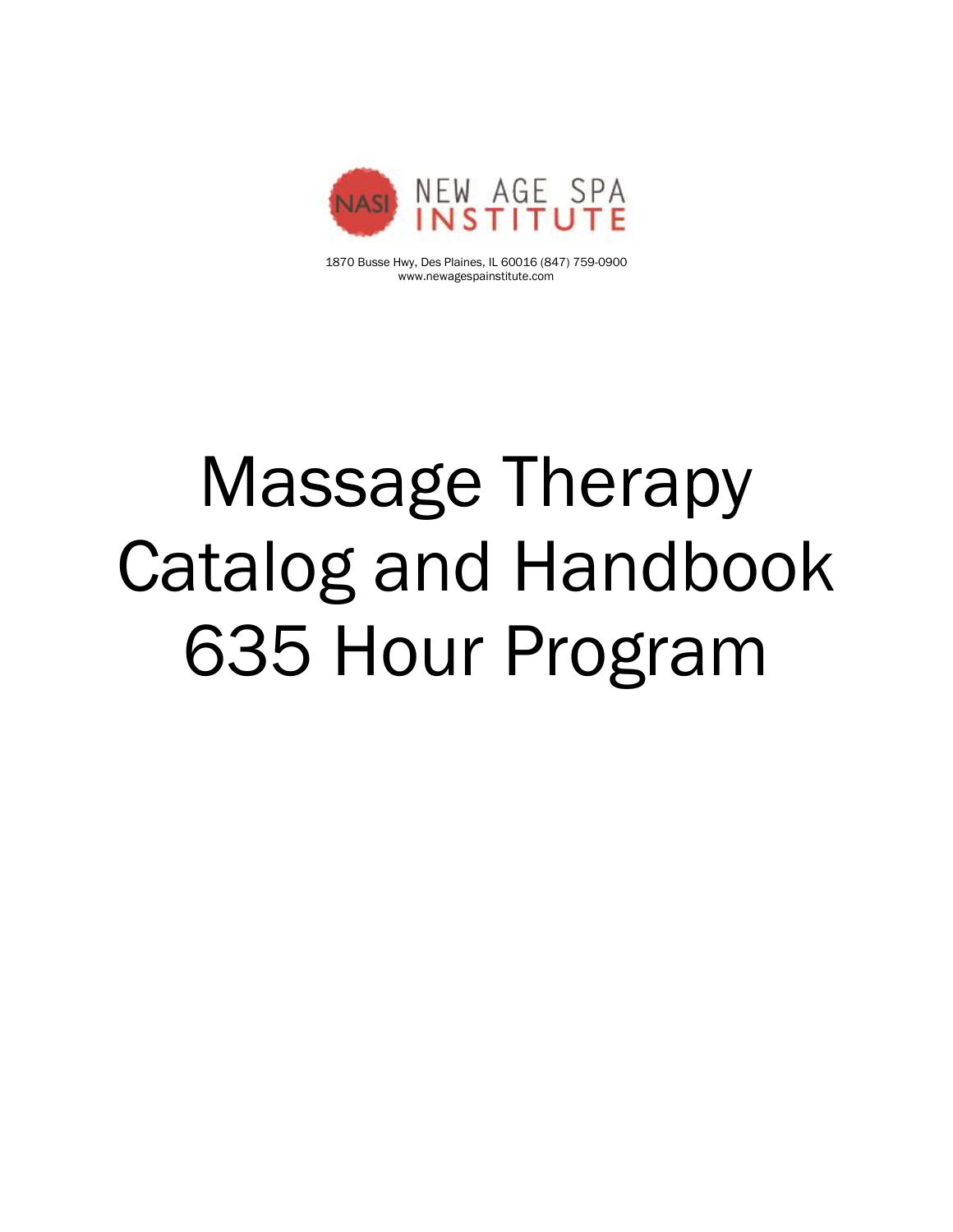NASI NEW AGE SPA INSTITUTE

1870 Busse Hwy, Des Plaines, IL 60016 (847) 759-0900
www.newagespainstitute.com

# Massage Therapy Catalog and Handbook 635 Hour Program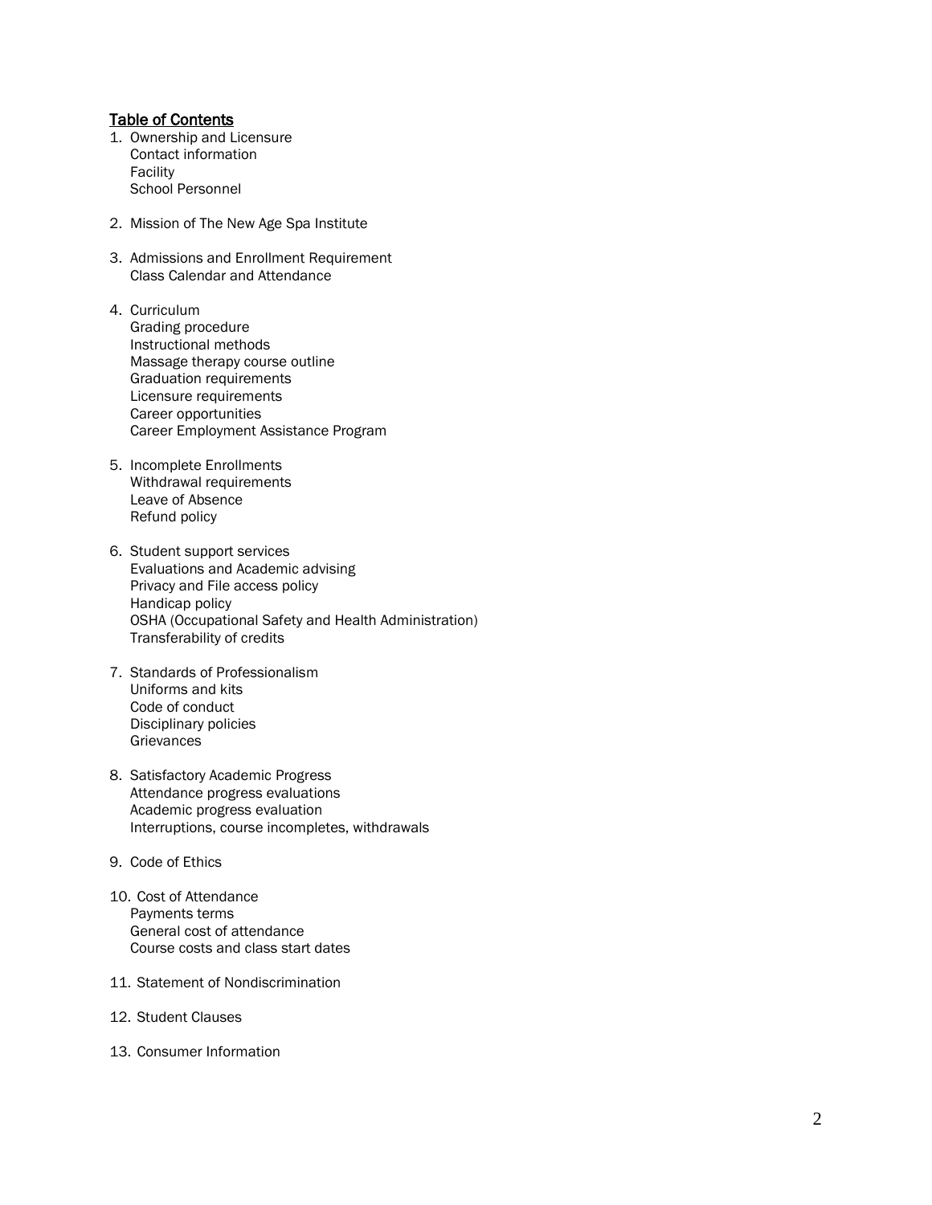## Table of Contents

1. Ownership and Licensure
   - Contact information
   - Facility
   - School Personnel

2. Mission of The New Age Spa Institute

3. Admissions and Enrollment Requirement
   - Class Calendar and Attendance

4. Curriculum
   - Grading procedure
   - Instructional methods
   - Massage therapy course outline
   - Graduation requirements
   - Licensure requirements
   - Career opportunities
   - Career Employment Assistance Program

5. Incomplete Enrollments
   - Withdrawal requirements
   - Leave of Absence
   - Refund policy

6. Student support services
   - Evaluations and Academic advising
   - Privacy and File access policy
   - Handicap policy
   - OSHA (Occupational Safety and Health Administration)
   - Transferability of credits

7. Standards of Professionalism
   - Uniforms and kits
   - Code of conduct
   - Disciplinary policies
   - Grievances

8. Satisfactory Academic Progress
   - Attendance progress evaluations
   - Academic progress evaluation
   - Interruptions, course incompletes, withdrawals

9. Code of Ethics

10. Cost of Attendance
    - Payments terms
    - General cost of attendance
    - Course costs and class start dates

11. Statement of Nondiscrimination

12. Student Clauses

13. Consumer Information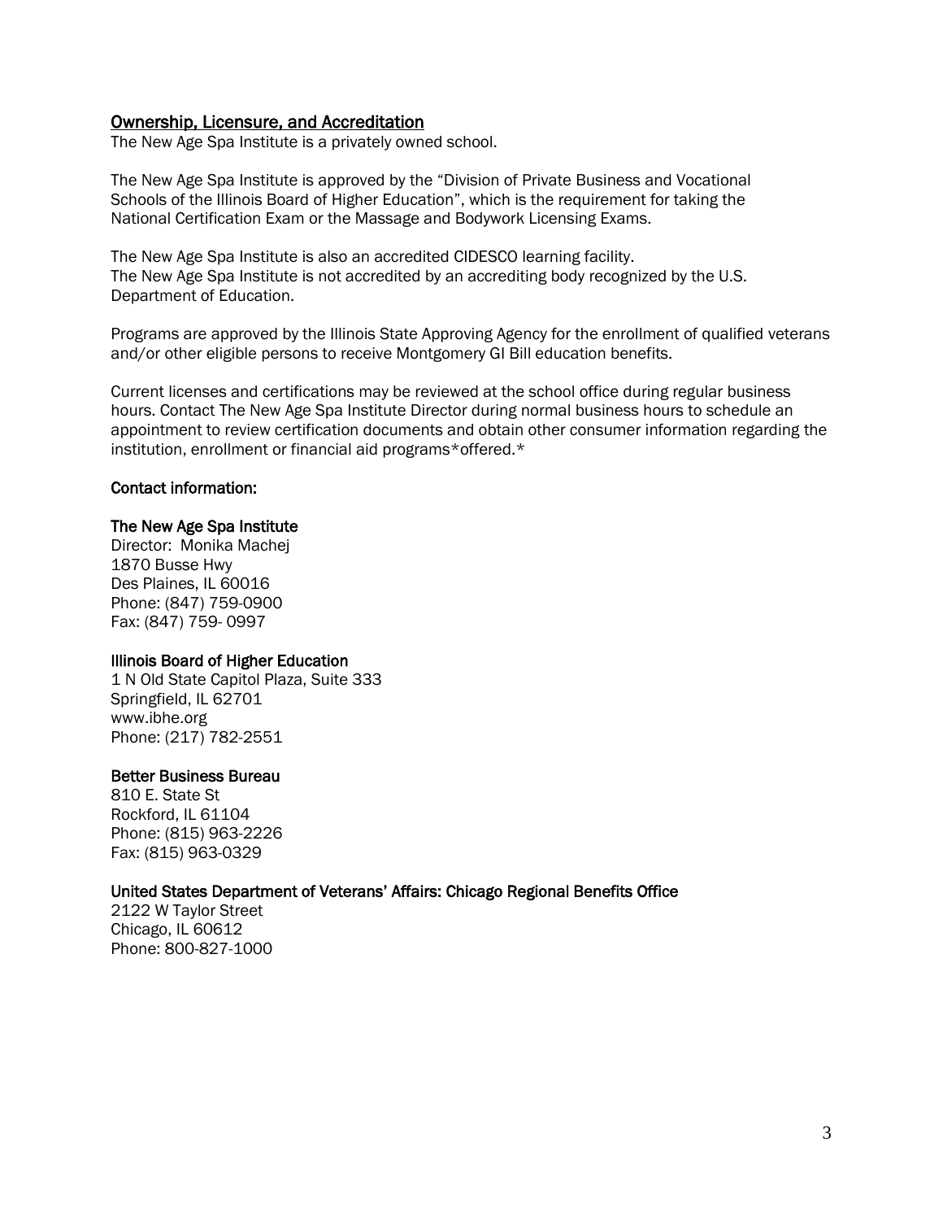## Ownership, Licensure, and Accreditation

The New Age Spa Institute is a privately owned school.

The New Age Spa Institute is approved by the "Division of Private Business and Vocational Schools of the Illinois Board of Higher Education", which is the requirement for taking the National Certification Exam or the Massage and Bodywork Licensing Exams.

The New Age Spa Institute is also an accredited CIDESCO learning facility.
The New Age Spa Institute is not accredited by an accrediting body recognized by the U.S. Department of Education.

Programs are approved by the Illinois State Approving Agency for the enrollment of qualified veterans and/or other eligible persons to receive Montgomery GI Bill education benefits.

Current licenses and certifications may be reviewed at the school office during regular business hours. Contact The New Age Spa Institute Director during normal business hours to schedule an appointment to review certification documents and obtain other consumer information regarding the institution, enrollment or financial aid programs*offered.*

**Contact information:**

**The New Age Spa Institute**
Director: Monika Machej
1870 Busse Hwy
Des Plaines, IL 60016
Phone: (847) 759-0900
Fax: (847) 759- 0997

**Illinois Board of Higher Education**
1 N Old State Capitol Plaza, Suite 333
Springfield, IL 62701
www.ibhe.org
Phone: (217) 782-2551

**Better Business Bureau**
810 E. State St
Rockford, IL 61104
Phone: (815) 963-2226
Fax: (815) 963-0329

**United States Department of Veterans' Affairs: Chicago Regional Benefits Office**
2122 W Taylor Street
Chicago, IL 60612
Phone: 800-827-1000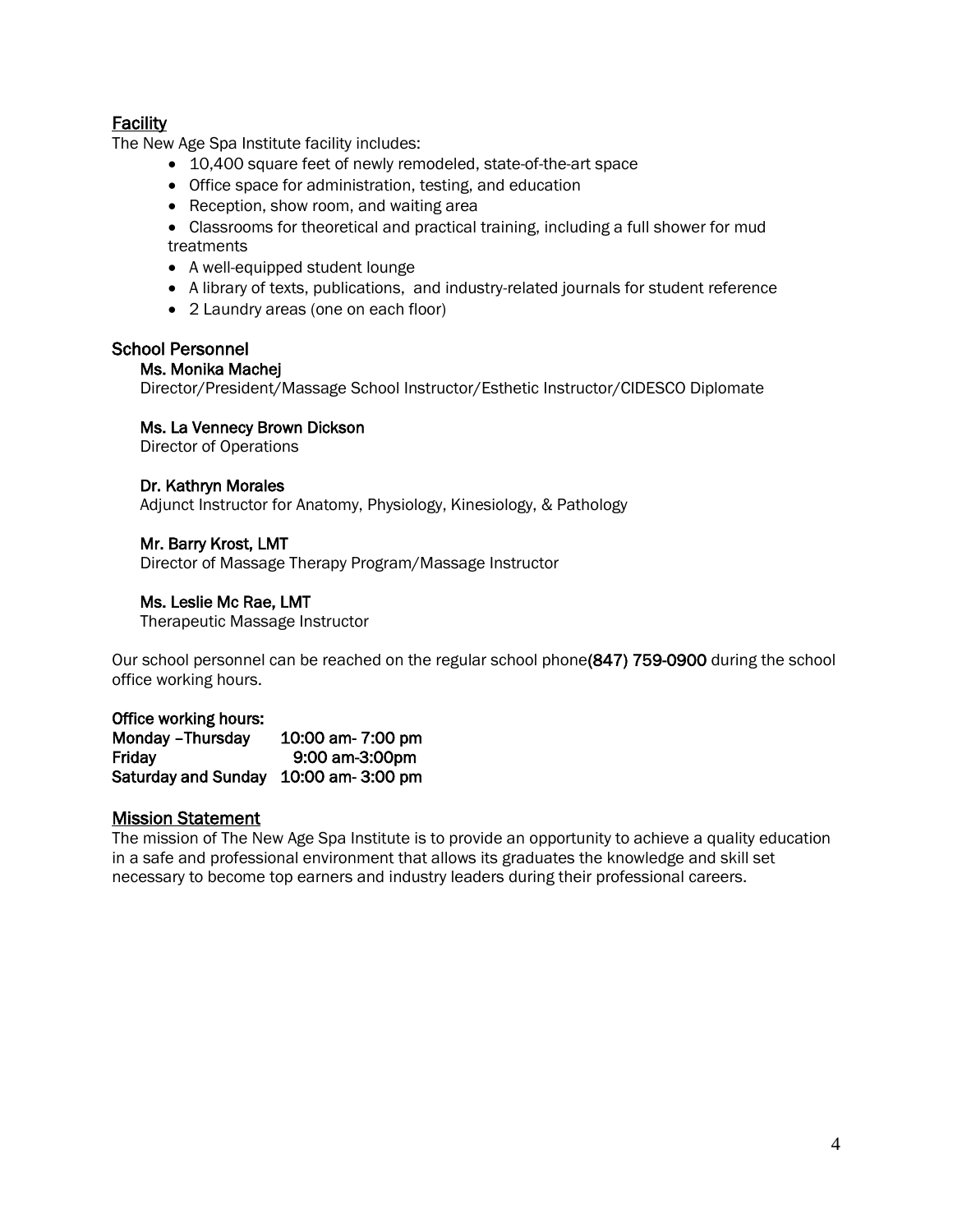## Facility

The New Age Spa Institute facility includes:

- 10,400 square feet of newly remodeled, state-of-the-art space
- Office space for administration, testing, and education
- Reception, show room, and waiting area
- Classrooms for theoretical and practical training, including a full shower for mud treatments
- A well-equipped student lounge
- A library of texts, publications, and industry-related journals for student reference
- 2 Laundry areas (one on each floor)

## School Personnel

**Ms. Monika Machej**
Director/President/Massage School Instructor/Esthetic Instructor/CIDESCO Diplomate

**Ms. La Vennecy Brown Dickson**
Director of Operations

**Dr. Kathryn Morales**
Adjunct Instructor for Anatomy, Physiology, Kinesiology, & Pathology

**Mr. Barry Krost, LMT**
Director of Massage Therapy Program/Massage Instructor

**Ms. Leslie Mc Rae, LMT**
Therapeutic Massage Instructor

Our school personnel can be reached on the regular school phone **(847) 759-0900** during the school office working hours.

**Office working hours:**

| | |
|---|---|
| **Monday –Thursday** | **10:00 am- 7:00 pm** |
| **Friday** | **9:00 am-3:00pm** |
| **Saturday and Sunday** | **10:00 am- 3:00 pm** |

## Mission Statement

The mission of The New Age Spa Institute is to provide an opportunity to achieve a quality education in a safe and professional environment that allows its graduates the knowledge and skill set necessary to become top earners and industry leaders during their professional careers.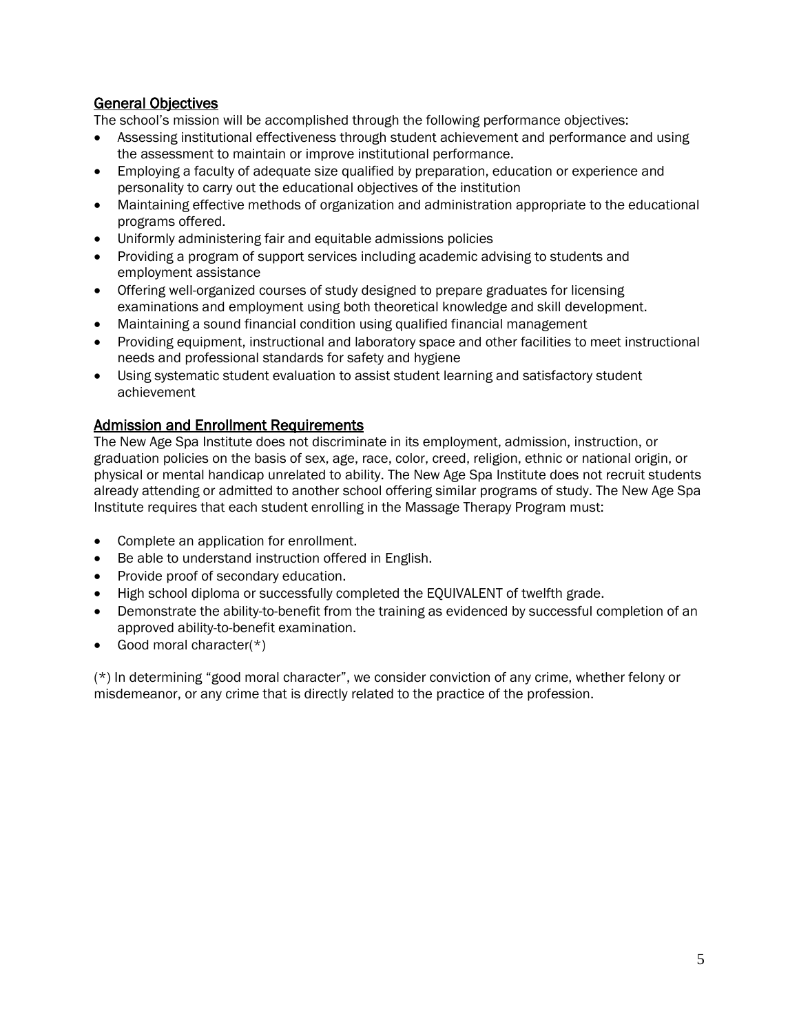## General Objectives

The school's mission will be accomplished through the following performance objectives:

- Assessing institutional effectiveness through student achievement and performance and using the assessment to maintain or improve institutional performance.
- Employing a faculty of adequate size qualified by preparation, education or experience and personality to carry out the educational objectives of the institution
- Maintaining effective methods of organization and administration appropriate to the educational programs offered.
- Uniformly administering fair and equitable admissions policies
- Providing a program of support services including academic advising to students and employment assistance
- Offering well-organized courses of study designed to prepare graduates for licensing examinations and employment using both theoretical knowledge and skill development.
- Maintaining a sound financial condition using qualified financial management
- Providing equipment, instructional and laboratory space and other facilities to meet instructional needs and professional standards for safety and hygiene
- Using systematic student evaluation to assist student learning and satisfactory student achievement

## Admission and Enrollment Requirements

The New Age Spa Institute does not discriminate in its employment, admission, instruction, or graduation policies on the basis of sex, age, race, color, creed, religion, ethnic or national origin, or physical or mental handicap unrelated to ability. The New Age Spa Institute does not recruit students already attending or admitted to another school offering similar programs of study. The New Age Spa Institute requires that each student enrolling in the Massage Therapy Program must:

- Complete an application for enrollment.
- Be able to understand instruction offered in English.
- Provide proof of secondary education.
- High school diploma or successfully completed the EQUIVALENT of twelfth grade.
- Demonstrate the ability-to-benefit from the training as evidenced by successful completion of an approved ability-to-benefit examination.
- Good moral character(*)

(*) In determining "good moral character", we consider conviction of any crime, whether felony or misdemeanor, or any crime that is directly related to the practice of the profession.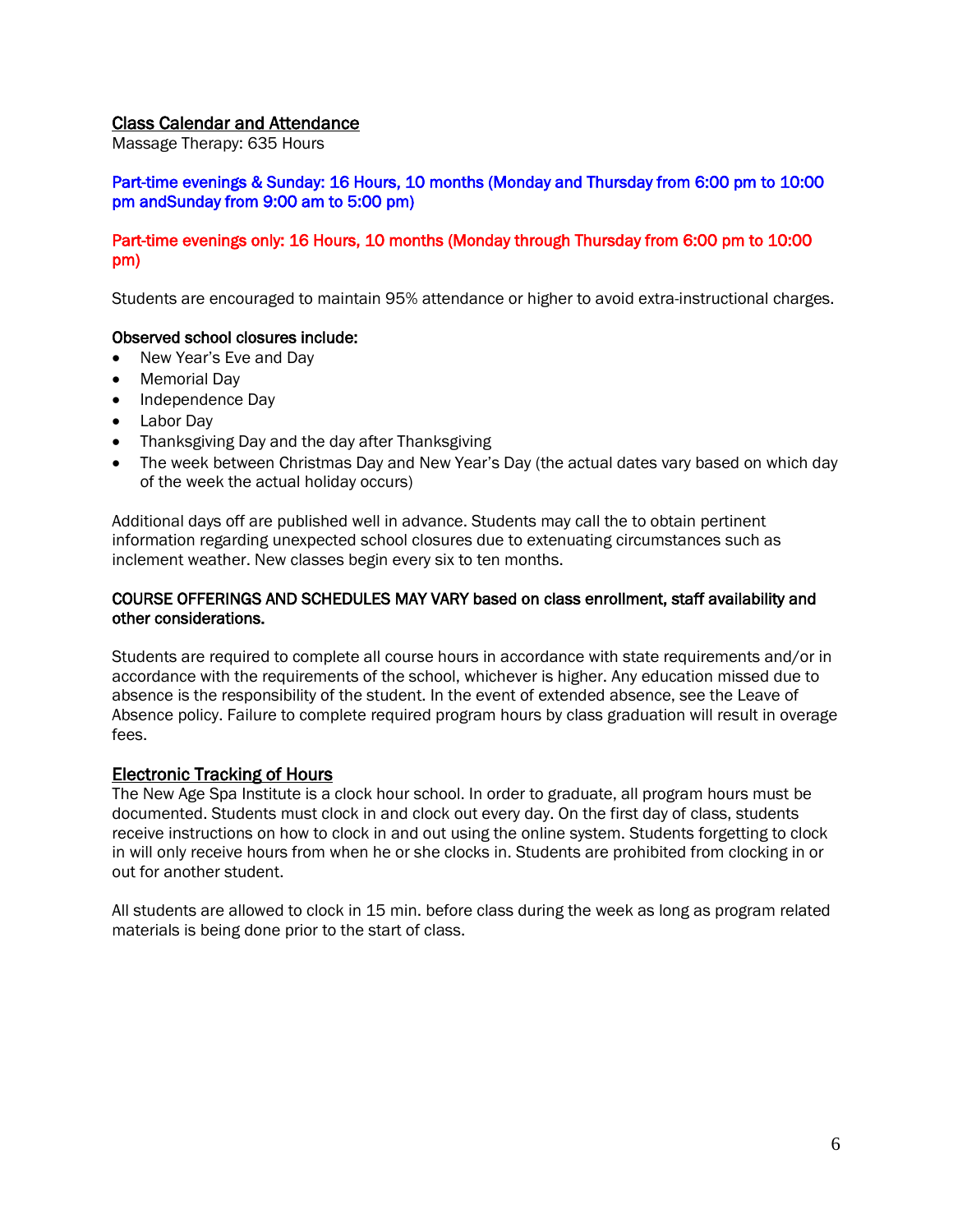## Class Calendar and Attendance

Massage Therapy: 635 Hours

Part-time evenings & Sunday: 16 Hours, 10 months (Monday and Thursday from 6:00 pm to 10:00 pm andSunday from 9:00 am to 5:00 pm)

Part-time evenings only: 16 Hours, 10 months (Monday through Thursday from 6:00 pm to 10:00 pm)

Students are encouraged to maintain 95% attendance or higher to avoid extra-instructional charges.

**Observed school closures include:**

- New Year's Eve and Day
- Memorial Day
- Independence Day
- Labor Day
- Thanksgiving Day and the day after Thanksgiving
- The week between Christmas Day and New Year's Day (the actual dates vary based on which day of the week the actual holiday occurs)

Additional days off are published well in advance. Students may call the to obtain pertinent information regarding unexpected school closures due to extenuating circumstances such as inclement weather. New classes begin every six to ten months.

**COURSE OFFERINGS AND SCHEDULES MAY VARY based on class enrollment, staff availability and other considerations.**

Students are required to complete all course hours in accordance with state requirements and/or in accordance with the requirements of the school, whichever is higher. Any education missed due to absence is the responsibility of the student. In the event of extended absence, see the Leave of Absence policy. Failure to complete required program hours by class graduation will result in overage fees.

## Electronic Tracking of Hours

The New Age Spa Institute is a clock hour school. In order to graduate, all program hours must be documented. Students must clock in and clock out every day. On the first day of class, students receive instructions on how to clock in and out using the online system. Students forgetting to clock in will only receive hours from when he or she clocks in. Students are prohibited from clocking in or out for another student.

All students are allowed to clock in 15 min. before class during the week as long as program related materials is being done prior to the start of class.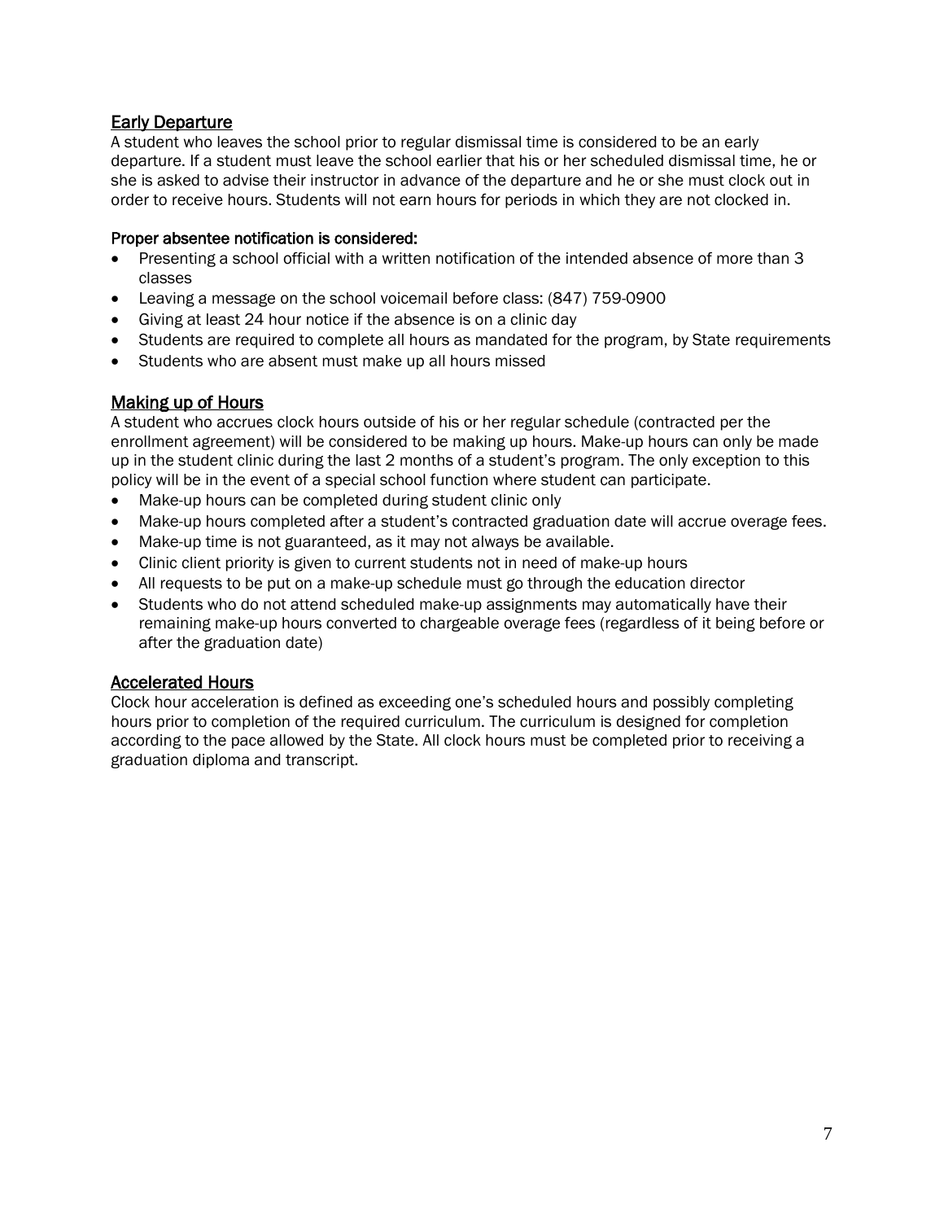## Early Departure

A student who leaves the school prior to regular dismissal time is considered to be an early departure. If a student must leave the school earlier that his or her scheduled dismissal time, he or she is asked to advise their instructor in advance of the departure and he or she must clock out in order to receive hours. Students will not earn hours for periods in which they are not clocked in.

**Proper absentee notification is considered:**

- Presenting a school official with a written notification of the intended absence of more than 3 classes
- Leaving a message on the school voicemail before class: (847) 759-0900
- Giving at least 24 hour notice if the absence is on a clinic day
- Students are required to complete all hours as mandated for the program, by State requirements
- Students who are absent must make up all hours missed

## Making up of Hours

A student who accrues clock hours outside of his or her regular schedule (contracted per the enrollment agreement) will be considered to be making up hours. Make-up hours can only be made up in the student clinic during the last 2 months of a student's program. The only exception to this policy will be in the event of a special school function where student can participate.

- Make-up hours can be completed during student clinic only
- Make-up hours completed after a student's contracted graduation date will accrue overage fees.
- Make-up time is not guaranteed, as it may not always be available.
- Clinic client priority is given to current students not in need of make-up hours
- All requests to be put on a make-up schedule must go through the education director
- Students who do not attend scheduled make-up assignments may automatically have their remaining make-up hours converted to chargeable overage fees (regardless of it being before or after the graduation date)

## Accelerated Hours

Clock hour acceleration is defined as exceeding one's scheduled hours and possibly completing hours prior to completion of the required curriculum. The curriculum is designed for completion according to the pace allowed by the State. All clock hours must be completed prior to receiving a graduation diploma and transcript.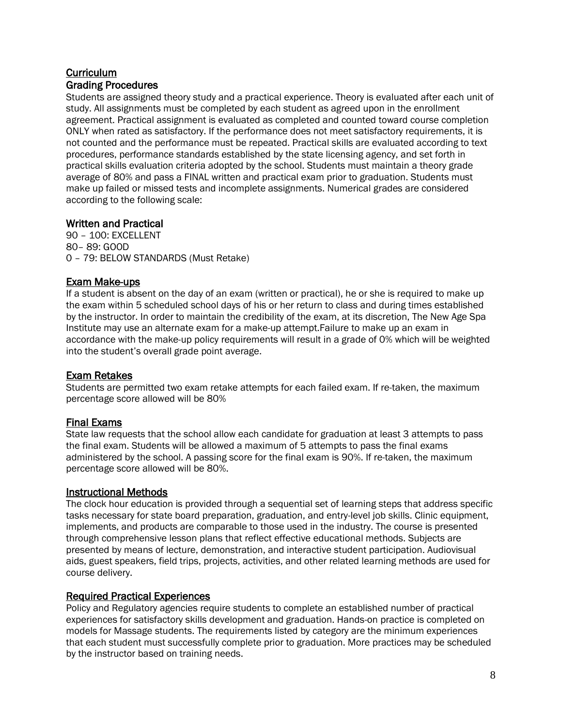## Curriculum

### Grading Procedures

Students are assigned theory study and a practical experience. Theory is evaluated after each unit of study. All assignments must be completed by each student as agreed upon in the enrollment agreement. Practical assignment is evaluated as completed and counted toward course completion ONLY when rated as satisfactory. If the performance does not meet satisfactory requirements, it is not counted and the performance must be repeated. Practical skills are evaluated according to text procedures, performance standards established by the state licensing agency, and set forth in practical skills evaluation criteria adopted by the school. Students must maintain a theory grade average of 80% and pass a FINAL written and practical exam prior to graduation. Students must make up failed or missed tests and incomplete assignments. Numerical grades are considered according to the following scale:

### Written and Practical

90 – 100: EXCELLENT
80– 89: GOOD
0 – 79: BELOW STANDARDS (Must Retake)

### Exam Make-ups

If a student is absent on the day of an exam (written or practical), he or she is required to make up the exam within 5 scheduled school days of his or her return to class and during times established by the instructor. In order to maintain the credibility of the exam, at its discretion, The New Age Spa Institute may use an alternate exam for a make-up attempt.Failure to make up an exam in accordance with the make-up policy requirements will result in a grade of 0% which will be weighted into the student's overall grade point average.

### Exam Retakes

Students are permitted two exam retake attempts for each failed exam. If re-taken, the maximum percentage score allowed will be 80%

### Final Exams

State law requests that the school allow each candidate for graduation at least 3 attempts to pass the final exam. Students will be allowed a maximum of 5 attempts to pass the final exams administered by the school. A passing score for the final exam is 90%. If re-taken, the maximum percentage score allowed will be 80%.

### Instructional Methods

The clock hour education is provided through a sequential set of learning steps that address specific tasks necessary for state board preparation, graduation, and entry-level job skills. Clinic equipment, implements, and products are comparable to those used in the industry. The course is presented through comprehensive lesson plans that reflect effective educational methods. Subjects are presented by means of lecture, demonstration, and interactive student participation. Audiovisual aids, guest speakers, field trips, projects, activities, and other related learning methods are used for course delivery.

### Required Practical Experiences

Policy and Regulatory agencies require students to complete an established number of practical experiences for satisfactory skills development and graduation. Hands-on practice is completed on models for Massage students. The requirements listed by category are the minimum experiences that each student must successfully complete prior to graduation. More practices may be scheduled by the instructor based on training needs.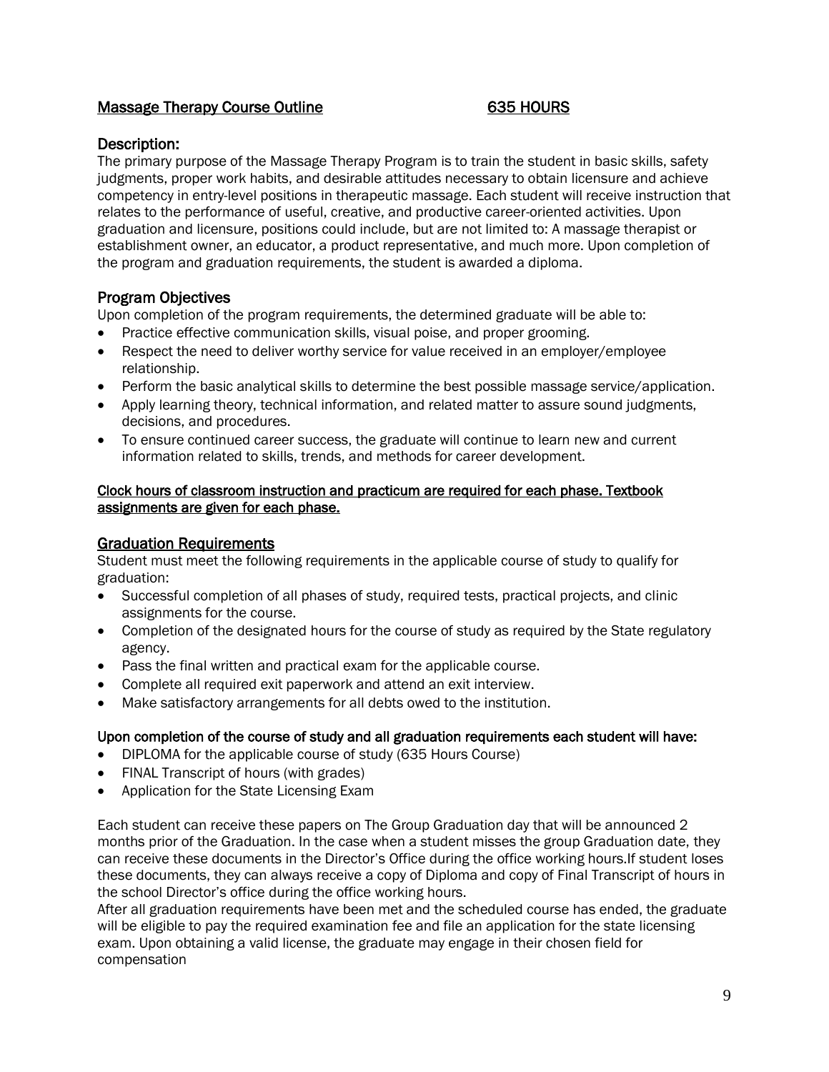## Massage Therapy Course Outline 635 HOURS

### Description:

The primary purpose of the Massage Therapy Program is to train the student in basic skills, safety judgments, proper work habits, and desirable attitudes necessary to obtain licensure and achieve competency in entry-level positions in therapeutic massage. Each student will receive instruction that relates to the performance of useful, creative, and productive career-oriented activities. Upon graduation and licensure, positions could include, but are not limited to: A massage therapist or establishment owner, an educator, a product representative, and much more. Upon completion of the program and graduation requirements, the student is awarded a diploma.

### Program Objectives

Upon completion of the program requirements, the determined graduate will be able to:

- Practice effective communication skills, visual poise, and proper grooming.
- Respect the need to deliver worthy service for value received in an employer/employee relationship.
- Perform the basic analytical skills to determine the best possible massage service/application.
- Apply learning theory, technical information, and related matter to assure sound judgments, decisions, and procedures.
- To ensure continued career success, the graduate will continue to learn new and current information related to skills, trends, and methods for career development.

**Clock hours of classroom instruction and practicum are required for each phase. Textbook assignments are given for each phase.**

### Graduation Requirements

Student must meet the following requirements in the applicable course of study to qualify for graduation:

- Successful completion of all phases of study, required tests, practical projects, and clinic assignments for the course.
- Completion of the designated hours for the course of study as required by the State regulatory agency.
- Pass the final written and practical exam for the applicable course.
- Complete all required exit paperwork and attend an exit interview.
- Make satisfactory arrangements for all debts owed to the institution.

**Upon completion of the course of study and all graduation requirements each student will have:**

- DIPLOMA for the applicable course of study (635 Hours Course)
- FINAL Transcript of hours (with grades)
- Application for the State Licensing Exam

Each student can receive these papers on The Group Graduation day that will be announced 2 months prior of the Graduation. In the case when a student misses the group Graduation date, they can receive these documents in the Director's Office during the office working hours.If student loses these documents, they can always receive a copy of Diploma and copy of Final Transcript of hours in the school Director's office during the office working hours.

After all graduation requirements have been met and the scheduled course has ended, the graduate will be eligible to pay the required examination fee and file an application for the state licensing exam. Upon obtaining a valid license, the graduate may engage in their chosen field for compensation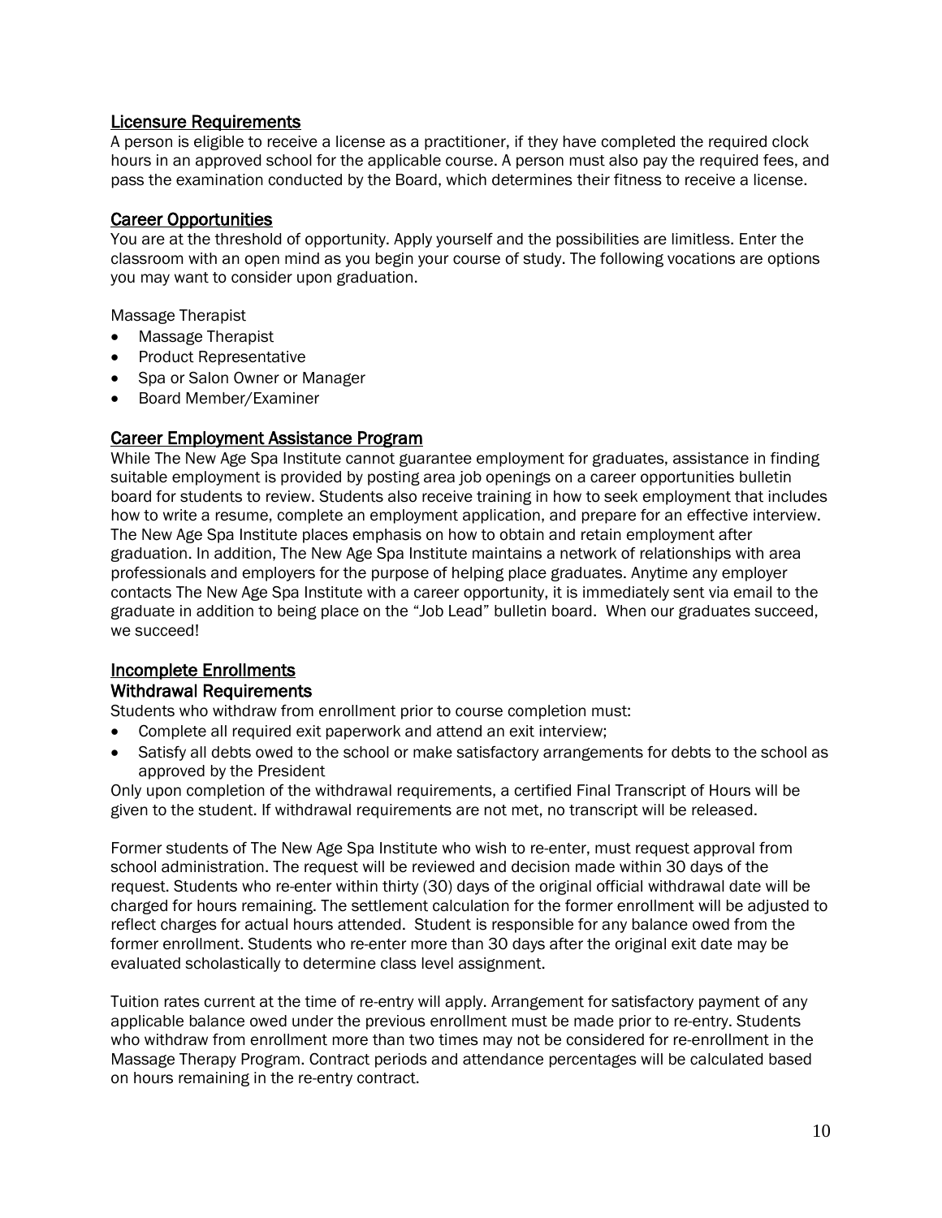## Licensure Requirements

A person is eligible to receive a license as a practitioner, if they have completed the required clock hours in an approved school for the applicable course. A person must also pay the required fees, and pass the examination conducted by the Board, which determines their fitness to receive a license.

## Career Opportunities

You are at the threshold of opportunity. Apply yourself and the possibilities are limitless. Enter the classroom with an open mind as you begin your course of study. The following vocations are options you may want to consider upon graduation.

Massage Therapist

- Massage Therapist
- Product Representative
- Spa or Salon Owner or Manager
- Board Member/Examiner

## Career Employment Assistance Program

While The New Age Spa Institute cannot guarantee employment for graduates, assistance in finding suitable employment is provided by posting area job openings on a career opportunities bulletin board for students to review. Students also receive training in how to seek employment that includes how to write a resume, complete an employment application, and prepare for an effective interview. The New Age Spa Institute places emphasis on how to obtain and retain employment after graduation. In addition, The New Age Spa Institute maintains a network of relationships with area professionals and employers for the purpose of helping place graduates. Anytime any employer contacts The New Age Spa Institute with a career opportunity, it is immediately sent via email to the graduate in addition to being place on the "Job Lead" bulletin board. When our graduates succeed, we succeed!

## Incomplete Enrollments

### Withdrawal Requirements

Students who withdraw from enrollment prior to course completion must:

- Complete all required exit paperwork and attend an exit interview;
- Satisfy all debts owed to the school or make satisfactory arrangements for debts to the school as approved by the President

Only upon completion of the withdrawal requirements, a certified Final Transcript of Hours will be given to the student. If withdrawal requirements are not met, no transcript will be released.

Former students of The New Age Spa Institute who wish to re-enter, must request approval from school administration. The request will be reviewed and decision made within 30 days of the request. Students who re-enter within thirty (30) days of the original official withdrawal date will be charged for hours remaining. The settlement calculation for the former enrollment will be adjusted to reflect charges for actual hours attended. Student is responsible for any balance owed from the former enrollment. Students who re-enter more than 30 days after the original exit date may be evaluated scholastically to determine class level assignment.

Tuition rates current at the time of re-entry will apply. Arrangement for satisfactory payment of any applicable balance owed under the previous enrollment must be made prior to re-entry. Students who withdraw from enrollment more than two times may not be considered for re-enrollment in the Massage Therapy Program. Contract periods and attendance percentages will be calculated based on hours remaining in the re-entry contract.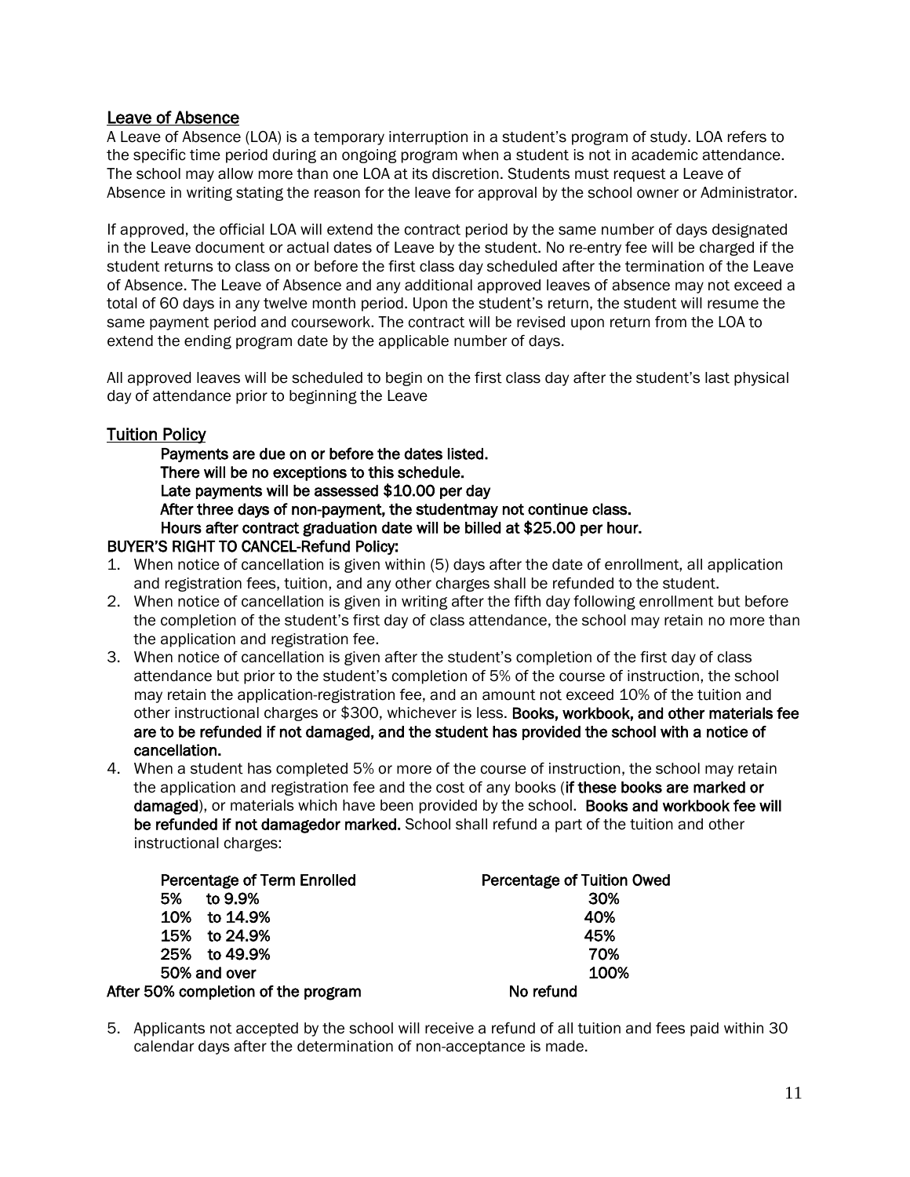## Leave of Absence

A Leave of Absence (LOA) is a temporary interruption in a student's program of study. LOA refers to the specific time period during an ongoing program when a student is not in academic attendance. The school may allow more than one LOA at its discretion. Students must request a Leave of Absence in writing stating the reason for the leave for approval by the school owner or Administrator.

If approved, the official LOA will extend the contract period by the same number of days designated in the Leave document or actual dates of Leave by the student. No re-entry fee will be charged if the student returns to class on or before the first class day scheduled after the termination of the Leave of Absence. The Leave of Absence and any additional approved leaves of absence may not exceed a total of 60 days in any twelve month period. Upon the student's return, the student will resume the same payment period and coursework. The contract will be revised upon return from the LOA to extend the ending program date by the applicable number of days.

All approved leaves will be scheduled to begin on the first class day after the student's last physical day of attendance prior to beginning the Leave

## Tuition Policy

**Payments are due on or before the dates listed.**
**There will be no exceptions to this schedule.**
**Late payments will be assessed $10.00 per day**
**After three days of non-payment, the studentmay not continue class.**
**Hours after contract graduation date will be billed at $25.00 per hour.**

**BUYER'S RIGHT TO CANCEL-Refund Policy:**

1. When notice of cancellation is given within (5) days after the date of enrollment, all application and registration fees, tuition, and any other charges shall be refunded to the student.
2. When notice of cancellation is given in writing after the fifth day following enrollment but before the completion of the student's first day of class attendance, the school may retain no more than the application and registration fee.
3. When notice of cancellation is given after the student's completion of the first day of class attendance but prior to the student's completion of 5% of the course of instruction, the school may retain the application-registration fee, and an amount not exceed 10% of the tuition and other instructional charges or $300, whichever is less. **Books, workbook, and other materials fee are to be refunded if not damaged, and the student has provided the school with a notice of cancellation.**
4. When a student has completed 5% or more of the course of instruction, the school may retain the application and registration fee and the cost of any books (**if these books are marked or damaged**), or materials which have been provided by the school. **Books and workbook fee will be refunded if not damagedor marked.** School shall refund a part of the tuition and other instructional charges:

| Percentage of Term Enrolled | Percentage of Tuition Owed |
|---|---|
| 5% to 9.9% | 30% |
| 10% to 14.9% | 40% |
| 15% to 24.9% | 45% |
| 25% to 49.9% | 70% |
| 50% and over | 100% |
| After 50% completion of the program | No refund |

5. Applicants not accepted by the school will receive a refund of all tuition and fees paid within 30 calendar days after the determination of non-acceptance is made.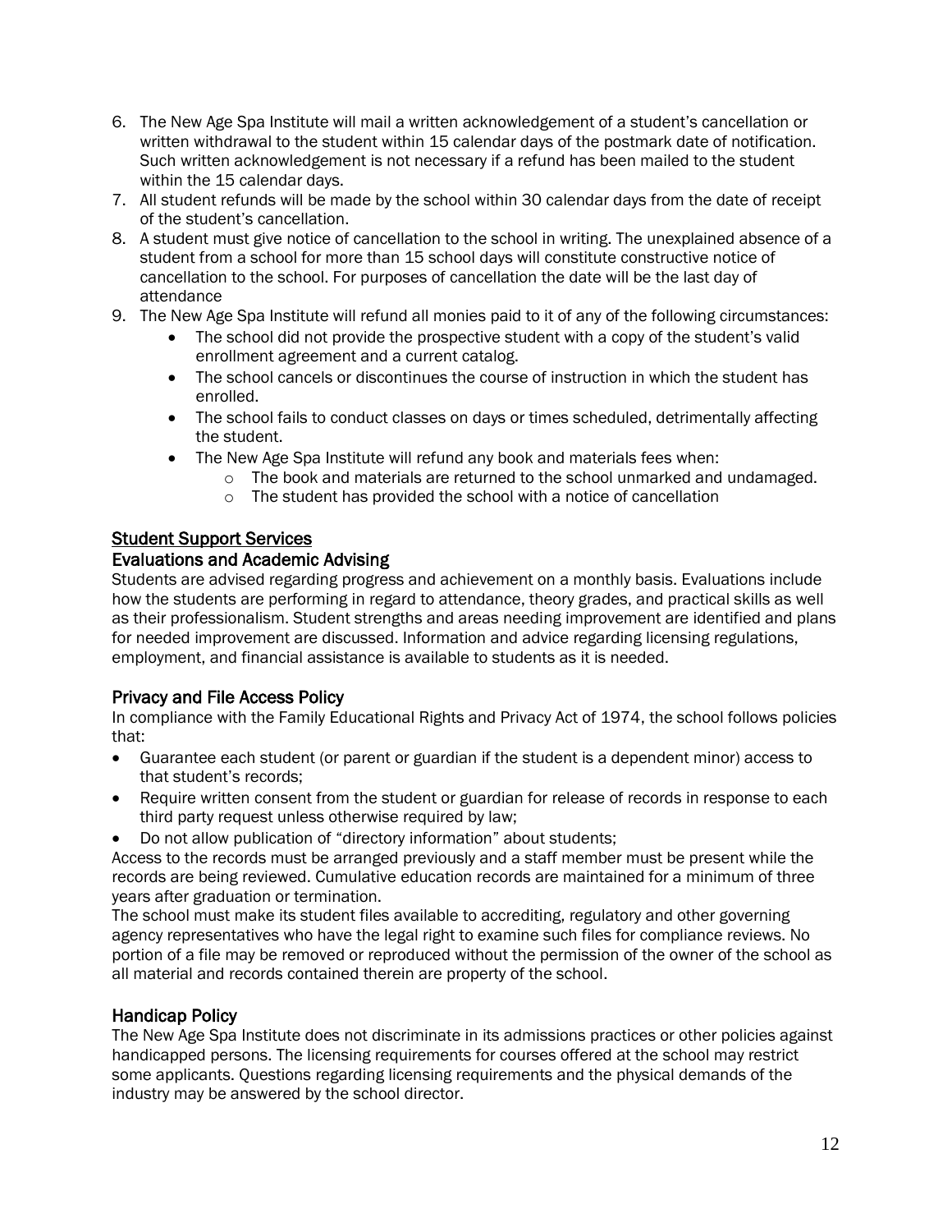6. The New Age Spa Institute will mail a written acknowledgement of a student's cancellation or written withdrawal to the student within 15 calendar days of the postmark date of notification. Such written acknowledgement is not necessary if a refund has been mailed to the student within the 15 calendar days.
7. All student refunds will be made by the school within 30 calendar days from the date of receipt of the student's cancellation.
8. A student must give notice of cancellation to the school in writing. The unexplained absence of a student from a school for more than 15 school days will constitute constructive notice of cancellation to the school. For purposes of cancellation the date will be the last day of attendance
9. The New Age Spa Institute will refund all monies paid to it of any of the following circumstances:
   - The school did not provide the prospective student with a copy of the student's valid enrollment agreement and a current catalog.
   - The school cancels or discontinues the course of instruction in which the student has enrolled.
   - The school fails to conduct classes on days or times scheduled, detrimentally affecting the student.
   - The New Age Spa Institute will refund any book and materials fees when:
     - The book and materials are returned to the school unmarked and undamaged.
     - The student has provided the school with a notice of cancellation

## Student Support Services

### Evaluations and Academic Advising

Students are advised regarding progress and achievement on a monthly basis. Evaluations include how the students are performing in regard to attendance, theory grades, and practical skills as well as their professionalism. Student strengths and areas needing improvement are identified and plans for needed improvement are discussed. Information and advice regarding licensing regulations, employment, and financial assistance is available to students as it is needed.

### Privacy and File Access Policy

In compliance with the Family Educational Rights and Privacy Act of 1974, the school follows policies that:

- Guarantee each student (or parent or guardian if the student is a dependent minor) access to that student's records;
- Require written consent from the student or guardian for release of records in response to each third party request unless otherwise required by law;
- Do not allow publication of "directory information" about students;

Access to the records must be arranged previously and a staff member must be present while the records are being reviewed. Cumulative education records are maintained for a minimum of three years after graduation or termination.

The school must make its student files available to accrediting, regulatory and other governing agency representatives who have the legal right to examine such files for compliance reviews. No portion of a file may be removed or reproduced without the permission of the owner of the school as all material and records contained therein are property of the school.

### Handicap Policy

The New Age Spa Institute does not discriminate in its admissions practices or other policies against handicapped persons. The licensing requirements for courses offered at the school may restrict some applicants. Questions regarding licensing requirements and the physical demands of the industry may be answered by the school director.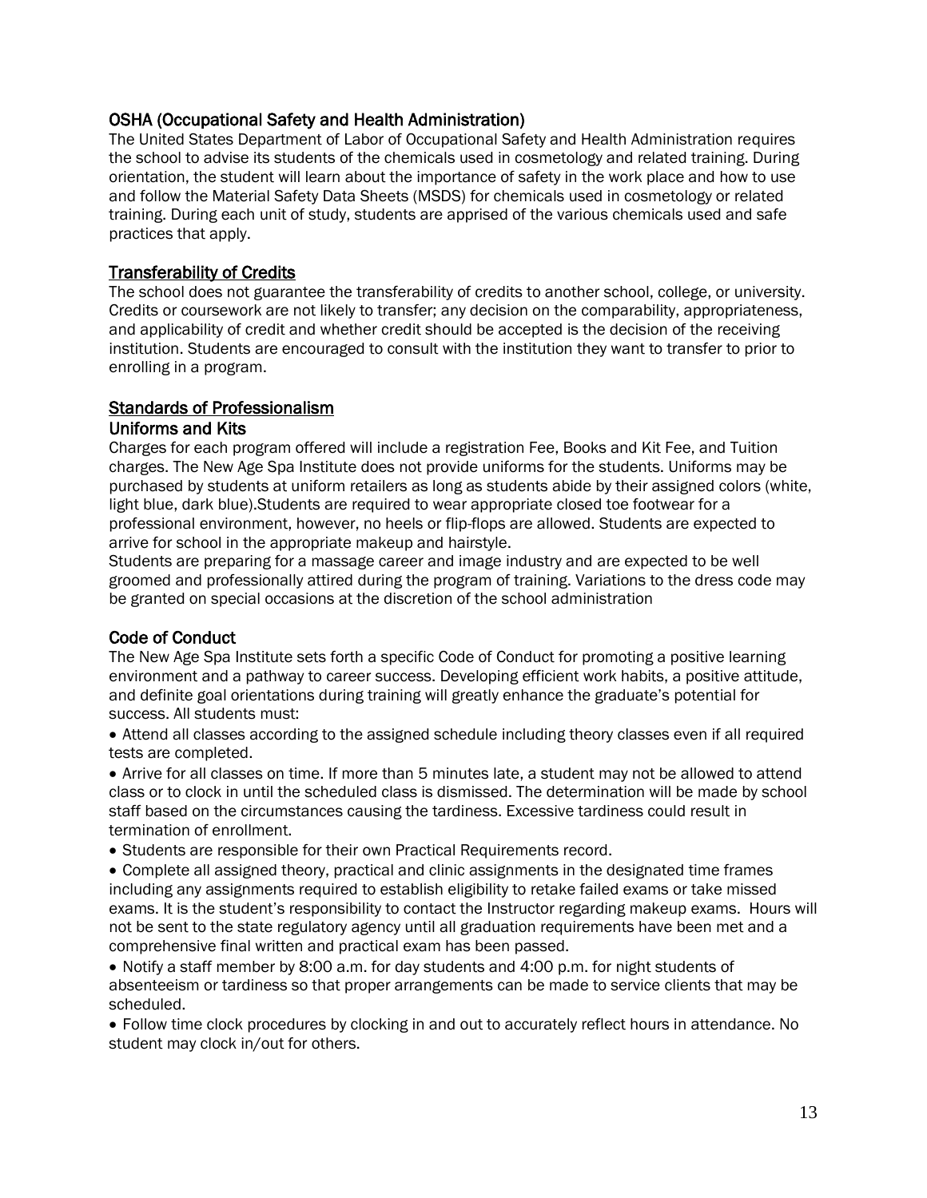## OSHA (Occupational Safety and Health Administration)

The United States Department of Labor of Occupational Safety and Health Administration requires the school to advise its students of the chemicals used in cosmetology and related training. During orientation, the student will learn about the importance of safety in the work place and how to use and follow the Material Safety Data Sheets (MSDS) for chemicals used in cosmetology or related training. During each unit of study, students are apprised of the various chemicals used and safe practices that apply.

## Transferability of Credits

The school does not guarantee the transferability of credits to another school, college, or university. Credits or coursework are not likely to transfer; any decision on the comparability, appropriateness, and applicability of credit and whether credit should be accepted is the decision of the receiving institution. Students are encouraged to consult with the institution they want to transfer to prior to enrolling in a program.

## Standards of Professionalism

### Uniforms and Kits

Charges for each program offered will include a registration Fee, Books and Kit Fee, and Tuition charges. The New Age Spa Institute does not provide uniforms for the students. Uniforms may be purchased by students at uniform retailers as long as students abide by their assigned colors (white, light blue, dark blue).Students are required to wear appropriate closed toe footwear for a professional environment, however, no heels or flip-flops are allowed. Students are expected to arrive for school in the appropriate makeup and hairstyle.

Students are preparing for a massage career and image industry and are expected to be well groomed and professionally attired during the program of training. Variations to the dress code may be granted on special occasions at the discretion of the school administration

## Code of Conduct

The New Age Spa Institute sets forth a specific Code of Conduct for promoting a positive learning environment and a pathway to career success. Developing efficient work habits, a positive attitude, and definite goal orientations during training will greatly enhance the graduate's potential for success. All students must:

- Attend all classes according to the assigned schedule including theory classes even if all required tests are completed.
- Arrive for all classes on time. If more than 5 minutes late, a student may not be allowed to attend class or to clock in until the scheduled class is dismissed. The determination will be made by school staff based on the circumstances causing the tardiness. Excessive tardiness could result in termination of enrollment.
- Students are responsible for their own Practical Requirements record.
- Complete all assigned theory, practical and clinic assignments in the designated time frames including any assignments required to establish eligibility to retake failed exams or take missed exams. It is the student's responsibility to contact the Instructor regarding makeup exams. Hours will not be sent to the state regulatory agency until all graduation requirements have been met and a comprehensive final written and practical exam has been passed.
- Notify a staff member by 8:00 a.m. for day students and 4:00 p.m. for night students of absenteeism or tardiness so that proper arrangements can be made to service clients that may be scheduled.
- Follow time clock procedures by clocking in and out to accurately reflect hours in attendance. No student may clock in/out for others.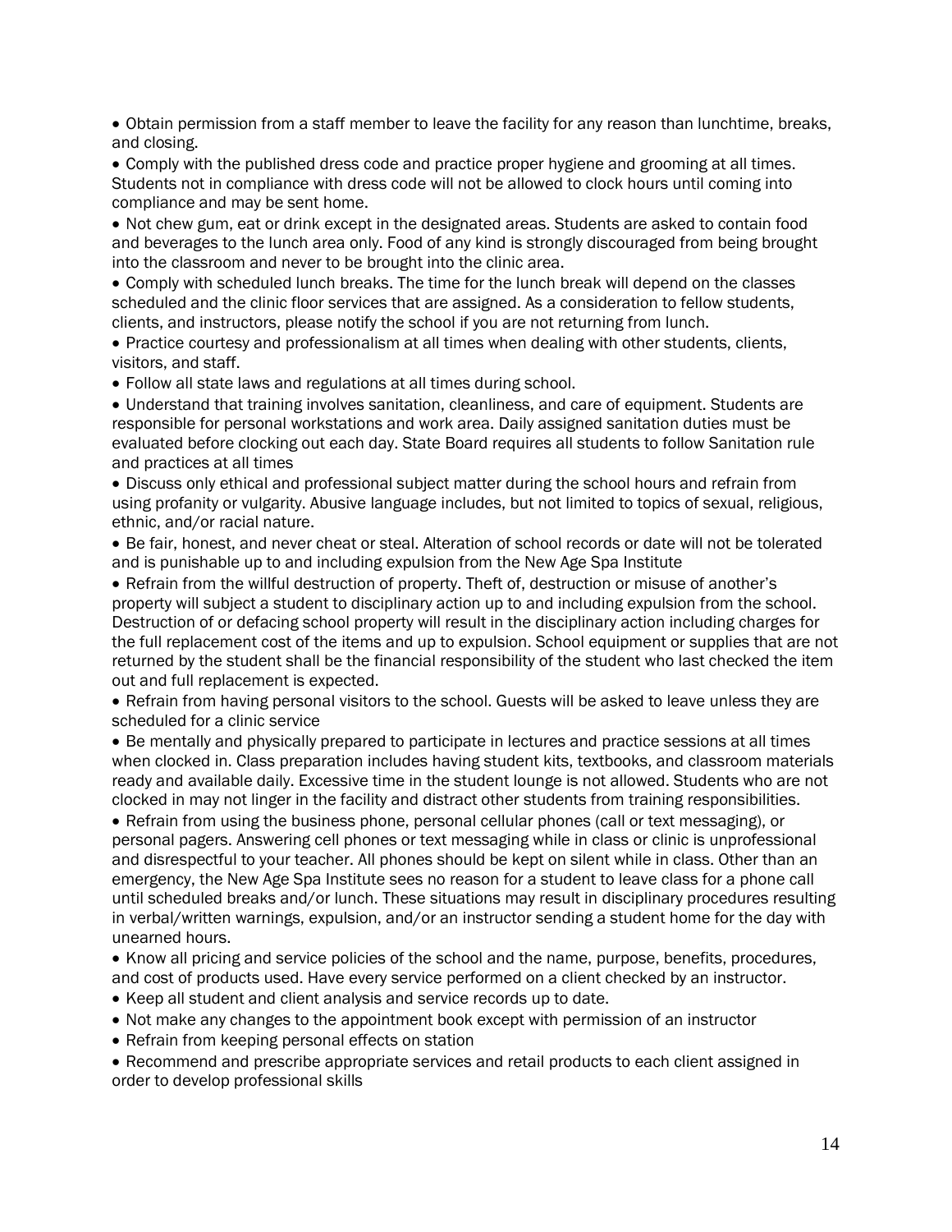- Obtain permission from a staff member to leave the facility for any reason than lunchtime, breaks, and closing.
- Comply with the published dress code and practice proper hygiene and grooming at all times. Students not in compliance with dress code will not be allowed to clock hours until coming into compliance and may be sent home.
- Not chew gum, eat or drink except in the designated areas. Students are asked to contain food and beverages to the lunch area only. Food of any kind is strongly discouraged from being brought into the classroom and never to be brought into the clinic area.
- Comply with scheduled lunch breaks. The time for the lunch break will depend on the classes scheduled and the clinic floor services that are assigned. As a consideration to fellow students, clients, and instructors, please notify the school if you are not returning from lunch.
- Practice courtesy and professionalism at all times when dealing with other students, clients, visitors, and staff.
- Follow all state laws and regulations at all times during school.
- Understand that training involves sanitation, cleanliness, and care of equipment. Students are responsible for personal workstations and work area. Daily assigned sanitation duties must be evaluated before clocking out each day. State Board requires all students to follow Sanitation rule and practices at all times
- Discuss only ethical and professional subject matter during the school hours and refrain from using profanity or vulgarity. Abusive language includes, but not limited to topics of sexual, religious, ethnic, and/or racial nature.
- Be fair, honest, and never cheat or steal. Alteration of school records or date will not be tolerated and is punishable up to and including expulsion from the New Age Spa Institute
- Refrain from the willful destruction of property. Theft of, destruction or misuse of another's property will subject a student to disciplinary action up to and including expulsion from the school. Destruction of or defacing school property will result in the disciplinary action including charges for the full replacement cost of the items and up to expulsion. School equipment or supplies that are not returned by the student shall be the financial responsibility of the student who last checked the item out and full replacement is expected.
- Refrain from having personal visitors to the school. Guests will be asked to leave unless they are scheduled for a clinic service
- Be mentally and physically prepared to participate in lectures and practice sessions at all times when clocked in. Class preparation includes having student kits, textbooks, and classroom materials ready and available daily. Excessive time in the student lounge is not allowed. Students who are not clocked in may not linger in the facility and distract other students from training responsibilities.
- Refrain from using the business phone, personal cellular phones (call or text messaging), or personal pagers. Answering cell phones or text messaging while in class or clinic is unprofessional and disrespectful to your teacher. All phones should be kept on silent while in class. Other than an emergency, the New Age Spa Institute sees no reason for a student to leave class for a phone call until scheduled breaks and/or lunch. These situations may result in disciplinary procedures resulting in verbal/written warnings, expulsion, and/or an instructor sending a student home for the day with unearned hours.
- Know all pricing and service policies of the school and the name, purpose, benefits, procedures, and cost of products used. Have every service performed on a client checked by an instructor.
- Keep all student and client analysis and service records up to date.
- Not make any changes to the appointment book except with permission of an instructor
- Refrain from keeping personal effects on station
- Recommend and prescribe appropriate services and retail products to each client assigned in order to develop professional skills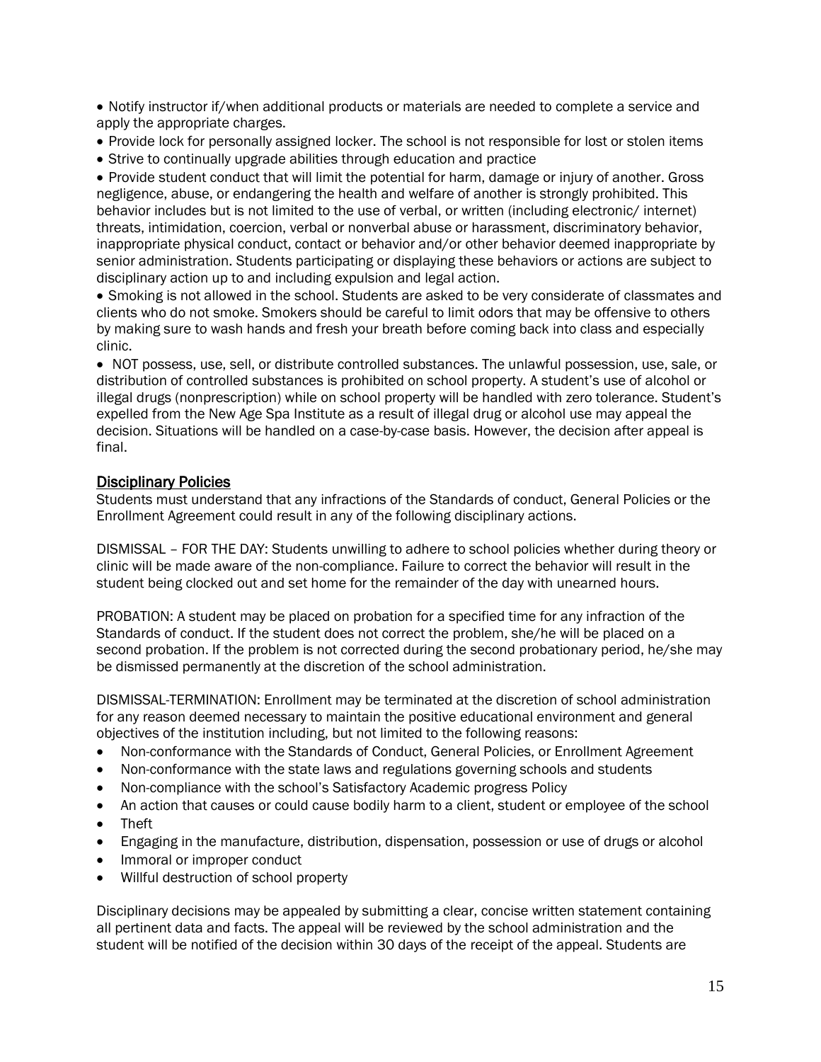- Notify instructor if/when additional products or materials are needed to complete a service and apply the appropriate charges.
- Provide lock for personally assigned locker. The school is not responsible for lost or stolen items
- Strive to continually upgrade abilities through education and practice
- Provide student conduct that will limit the potential for harm, damage or injury of another. Gross negligence, abuse, or endangering the health and welfare of another is strongly prohibited. This behavior includes but is not limited to the use of verbal, or written (including electronic/ internet) threats, intimidation, coercion, verbal or nonverbal abuse or harassment, discriminatory behavior, inappropriate physical conduct, contact or behavior and/or other behavior deemed inappropriate by senior administration. Students participating or displaying these behaviors or actions are subject to disciplinary action up to and including expulsion and legal action.
- Smoking is not allowed in the school. Students are asked to be very considerate of classmates and clients who do not smoke. Smokers should be careful to limit odors that may be offensive to others by making sure to wash hands and fresh your breath before coming back into class and especially clinic.
- NOT possess, use, sell, or distribute controlled substances. The unlawful possession, use, sale, or distribution of controlled substances is prohibited on school property. A student's use of alcohol or illegal drugs (nonprescription) while on school property will be handled with zero tolerance. Student's expelled from the New Age Spa Institute as a result of illegal drug or alcohol use may appeal the decision. Situations will be handled on a case-by-case basis. However, the decision after appeal is final.

## Disciplinary Policies

Students must understand that any infractions of the Standards of conduct, General Policies or the Enrollment Agreement could result in any of the following disciplinary actions.

DISMISSAL – FOR THE DAY: Students unwilling to adhere to school policies whether during theory or clinic will be made aware of the non-compliance. Failure to correct the behavior will result in the student being clocked out and set home for the remainder of the day with unearned hours.

PROBATION: A student may be placed on probation for a specified time for any infraction of the Standards of conduct. If the student does not correct the problem, she/he will be placed on a second probation. If the problem is not corrected during the second probationary period, he/she may be dismissed permanently at the discretion of the school administration.

DISMISSAL-TERMINATION: Enrollment may be terminated at the discretion of school administration for any reason deemed necessary to maintain the positive educational environment and general objectives of the institution including, but not limited to the following reasons:

- Non-conformance with the Standards of Conduct, General Policies, or Enrollment Agreement
- Non-conformance with the state laws and regulations governing schools and students
- Non-compliance with the school's Satisfactory Academic progress Policy
- An action that causes or could cause bodily harm to a client, student or employee of the school
- Theft
- Engaging in the manufacture, distribution, dispensation, possession or use of drugs or alcohol
- Immoral or improper conduct
- Willful destruction of school property

Disciplinary decisions may be appealed by submitting a clear, concise written statement containing all pertinent data and facts. The appeal will be reviewed by the school administration and the student will be notified of the decision within 30 days of the receipt of the appeal. Students are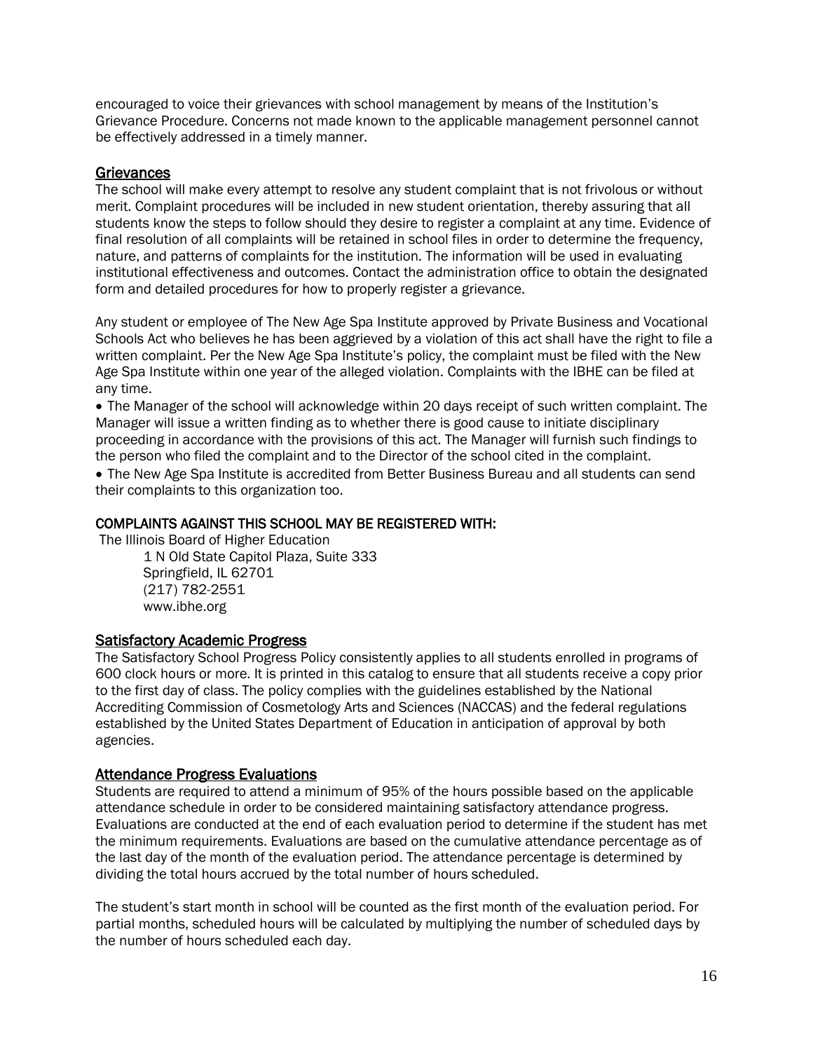encouraged to voice their grievances with school management by means of the Institution's Grievance Procedure. Concerns not made known to the applicable management personnel cannot be effectively addressed in a timely manner.

## Grievances

The school will make every attempt to resolve any student complaint that is not frivolous or without merit. Complaint procedures will be included in new student orientation, thereby assuring that all students know the steps to follow should they desire to register a complaint at any time. Evidence of final resolution of all complaints will be retained in school files in order to determine the frequency, nature, and patterns of complaints for the institution. The information will be used in evaluating institutional effectiveness and outcomes. Contact the administration office to obtain the designated form and detailed procedures for how to properly register a grievance.

Any student or employee of The New Age Spa Institute approved by Private Business and Vocational Schools Act who believes he has been aggrieved by a violation of this act shall have the right to file a written complaint. Per the New Age Spa Institute's policy, the complaint must be filed with the New Age Spa Institute within one year of the alleged violation. Complaints with the IBHE can be filed at any time.

- The Manager of the school will acknowledge within 20 days receipt of such written complaint. The Manager will issue a written finding as to whether there is good cause to initiate disciplinary proceeding in accordance with the provisions of this act. The Manager will furnish such findings to the person who filed the complaint and to the Director of the school cited in the complaint.
- The New Age Spa Institute is accredited from Better Business Bureau and all students can send their complaints to this organization too.

**COMPLAINTS AGAINST THIS SCHOOL MAY BE REGISTERED WITH:**

The Illinois Board of Higher Education
1 N Old State Capitol Plaza, Suite 333
Springfield, IL 62701
(217) 782-2551
www.ibhe.org

## Satisfactory Academic Progress

The Satisfactory School Progress Policy consistently applies to all students enrolled in programs of 600 clock hours or more. It is printed in this catalog to ensure that all students receive a copy prior to the first day of class. The policy complies with the guidelines established by the National Accrediting Commission of Cosmetology Arts and Sciences (NACCAS) and the federal regulations established by the United States Department of Education in anticipation of approval by both agencies.

## Attendance Progress Evaluations

Students are required to attend a minimum of 95% of the hours possible based on the applicable attendance schedule in order to be considered maintaining satisfactory attendance progress. Evaluations are conducted at the end of each evaluation period to determine if the student has met the minimum requirements. Evaluations are based on the cumulative attendance percentage as of the last day of the month of the evaluation period. The attendance percentage is determined by dividing the total hours accrued by the total number of hours scheduled.

The student's start month in school will be counted as the first month of the evaluation period. For partial months, scheduled hours will be calculated by multiplying the number of scheduled days by the number of hours scheduled each day.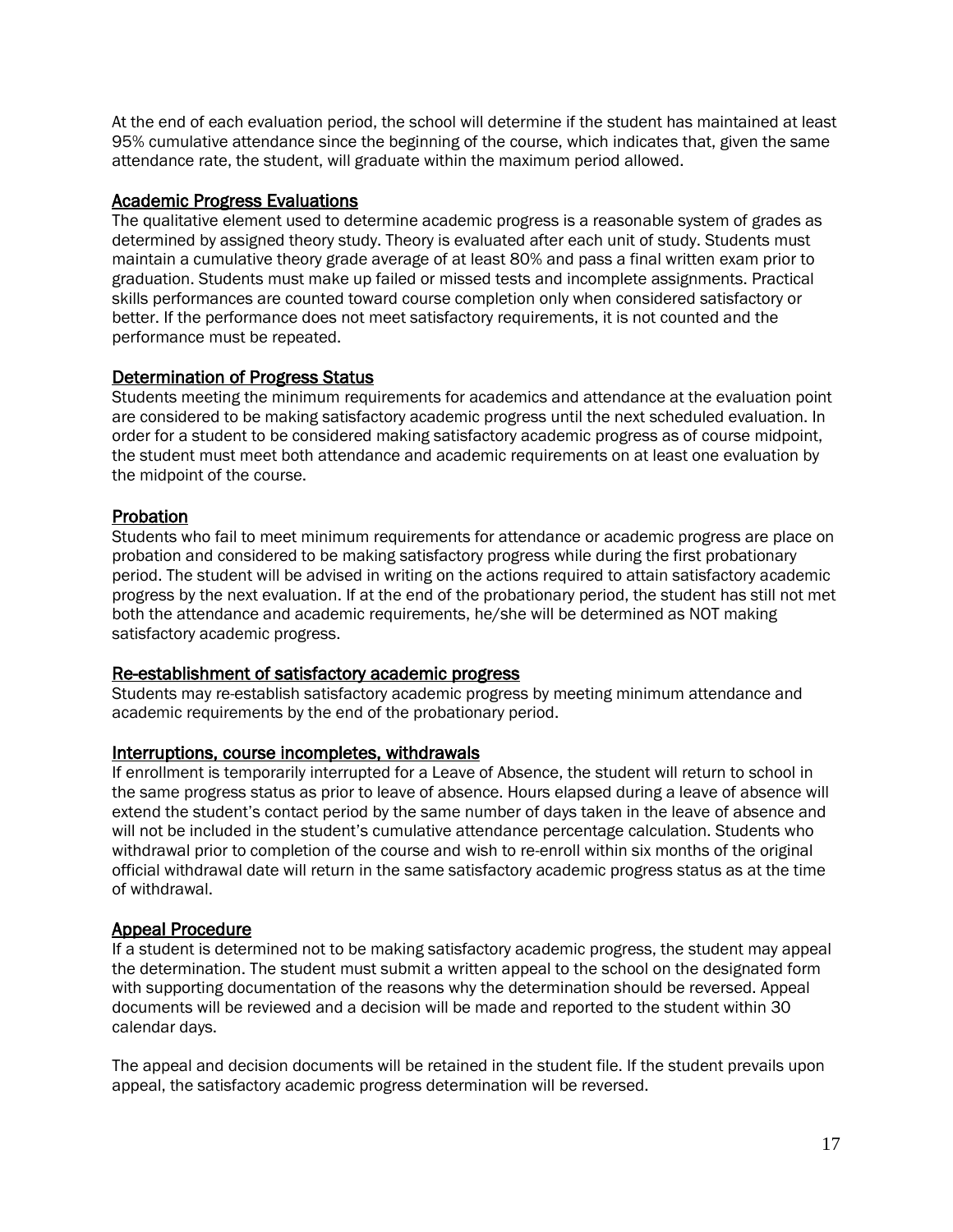At the end of each evaluation period, the school will determine if the student has maintained at least 95% cumulative attendance since the beginning of the course, which indicates that, given the same attendance rate, the student, will graduate within the maximum period allowed.

### Academic Progress Evaluations

The qualitative element used to determine academic progress is a reasonable system of grades as determined by assigned theory study. Theory is evaluated after each unit of study. Students must maintain a cumulative theory grade average of at least 80% and pass a final written exam prior to graduation. Students must make up failed or missed tests and incomplete assignments. Practical skills performances are counted toward course completion only when considered satisfactory or better. If the performance does not meet satisfactory requirements, it is not counted and the performance must be repeated.

### Determination of Progress Status

Students meeting the minimum requirements for academics and attendance at the evaluation point are considered to be making satisfactory academic progress until the next scheduled evaluation. In order for a student to be considered making satisfactory academic progress as of course midpoint, the student must meet both attendance and academic requirements on at least one evaluation by the midpoint of the course.

### Probation

Students who fail to meet minimum requirements for attendance or academic progress are place on probation and considered to be making satisfactory progress while during the first probationary period. The student will be advised in writing on the actions required to attain satisfactory academic progress by the next evaluation. If at the end of the probationary period, the student has still not met both the attendance and academic requirements, he/she will be determined as NOT making satisfactory academic progress.

### Re-establishment of satisfactory academic progress

Students may re-establish satisfactory academic progress by meeting minimum attendance and academic requirements by the end of the probationary period.

### Interruptions, course incompletes, withdrawals

If enrollment is temporarily interrupted for a Leave of Absence, the student will return to school in the same progress status as prior to leave of absence. Hours elapsed during a leave of absence will extend the student's contact period by the same number of days taken in the leave of absence and will not be included in the student's cumulative attendance percentage calculation. Students who withdrawal prior to completion of the course and wish to re-enroll within six months of the original official withdrawal date will return in the same satisfactory academic progress status as at the time of withdrawal.

### Appeal Procedure

If a student is determined not to be making satisfactory academic progress, the student may appeal the determination. The student must submit a written appeal to the school on the designated form with supporting documentation of the reasons why the determination should be reversed. Appeal documents will be reviewed and a decision will be made and reported to the student within 30 calendar days.

The appeal and decision documents will be retained in the student file. If the student prevails upon appeal, the satisfactory academic progress determination will be reversed.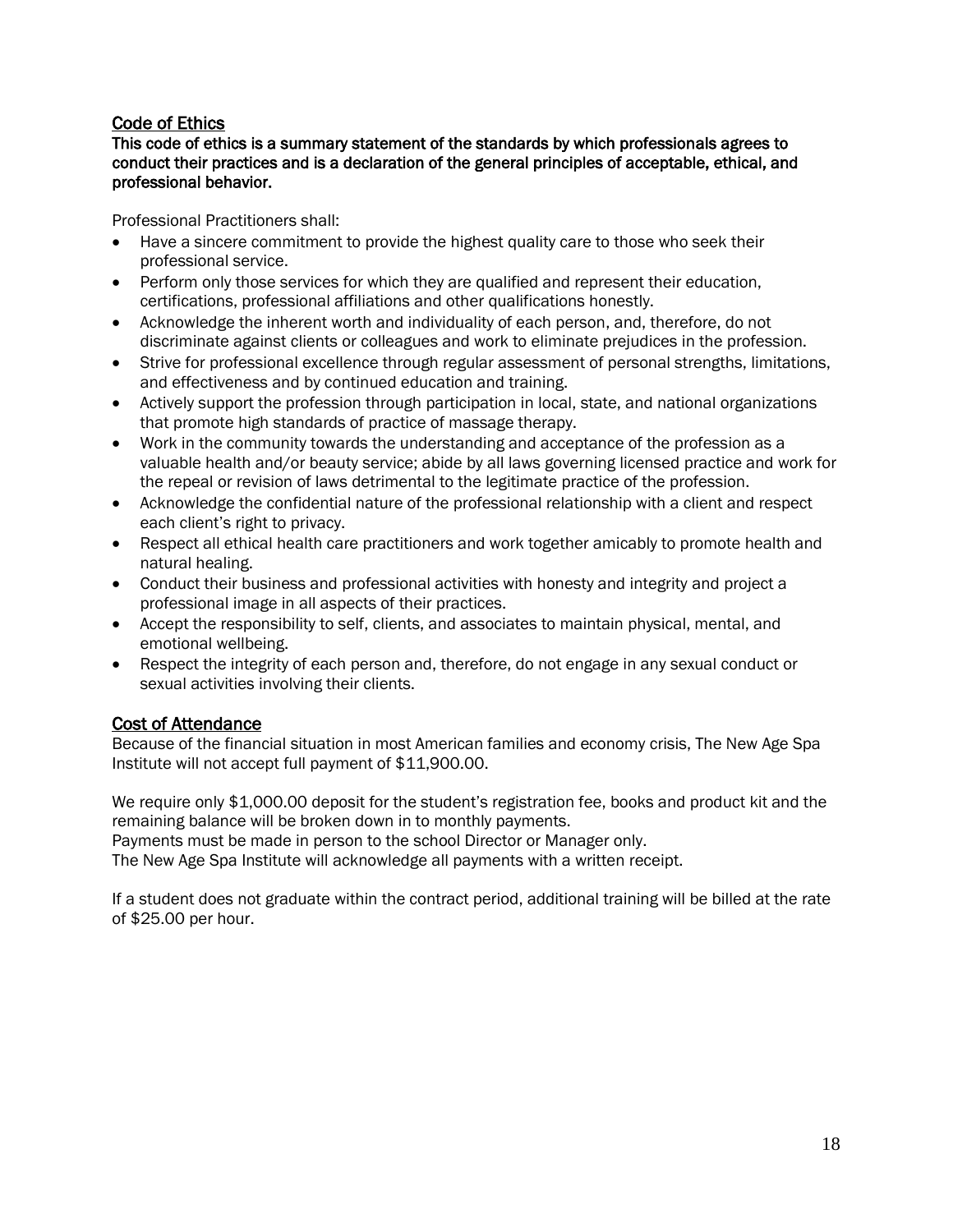## Code of Ethics

**This code of ethics is a summary statement of the standards by which professionals agrees to conduct their practices and is a declaration of the general principles of acceptable, ethical, and professional behavior.**

Professional Practitioners shall:

- Have a sincere commitment to provide the highest quality care to those who seek their professional service.
- Perform only those services for which they are qualified and represent their education, certifications, professional affiliations and other qualifications honestly.
- Acknowledge the inherent worth and individuality of each person, and, therefore, do not discriminate against clients or colleagues and work to eliminate prejudices in the profession.
- Strive for professional excellence through regular assessment of personal strengths, limitations, and effectiveness and by continued education and training.
- Actively support the profession through participation in local, state, and national organizations that promote high standards of practice of massage therapy.
- Work in the community towards the understanding and acceptance of the profession as a valuable health and/or beauty service; abide by all laws governing licensed practice and work for the repeal or revision of laws detrimental to the legitimate practice of the profession.
- Acknowledge the confidential nature of the professional relationship with a client and respect each client's right to privacy.
- Respect all ethical health care practitioners and work together amicably to promote health and natural healing.
- Conduct their business and professional activities with honesty and integrity and project a professional image in all aspects of their practices.
- Accept the responsibility to self, clients, and associates to maintain physical, mental, and emotional wellbeing.
- Respect the integrity of each person and, therefore, do not engage in any sexual conduct or sexual activities involving their clients.

## Cost of Attendance

Because of the financial situation in most American families and economy crisis, The New Age Spa Institute will not accept full payment of $11,900.00.

We require only $1,000.00 deposit for the student's registration fee, books and product kit and the remaining balance will be broken down in to monthly payments.
Payments must be made in person to the school Director or Manager only.
The New Age Spa Institute will acknowledge all payments with a written receipt.

If a student does not graduate within the contract period, additional training will be billed at the rate of $25.00 per hour.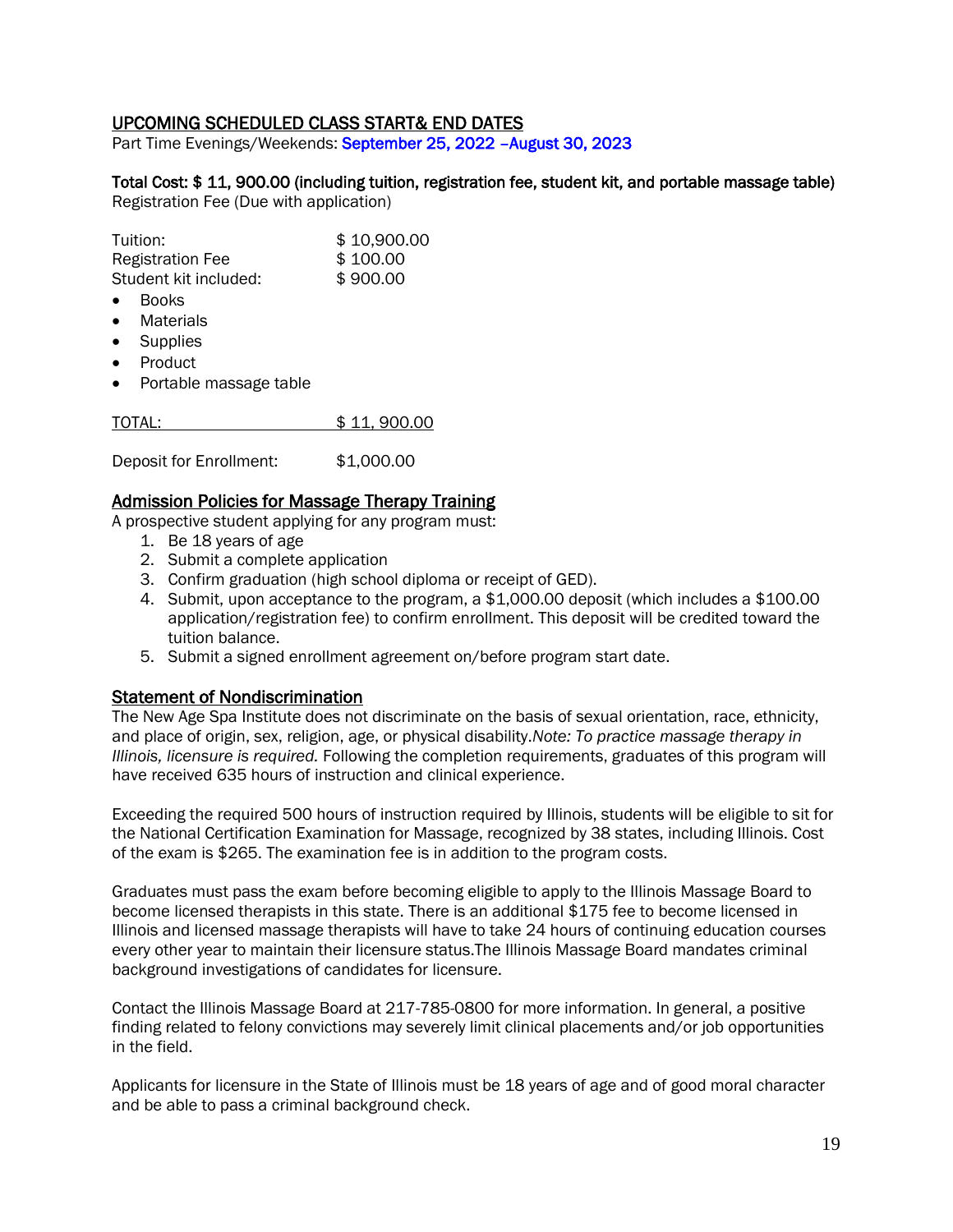## UPCOMING SCHEDULED CLASS START& END DATES

Part Time Evenings/Weekends: September 25, 2022 –August 30, 2023

**Total Cost: $ 11, 900.00 (including tuition, registration fee, student kit, and portable massage table)**

Registration Fee (Due with application)

| | |
|---|---|
| Tuition: | $ 10,900.00 |
| Registration Fee | $ 100.00 |
| Student kit included: | $ 900.00 |

- Books
- Materials
- Supplies
- Product
- Portable massage table

| | |
|---|---|
| TOTAL: | $ 11, 900.00 |

Deposit for Enrollment: $1,000.00

## Admission Policies for Massage Therapy Training

A prospective student applying for any program must:

1. Be 18 years of age
2. Submit a complete application
3. Confirm graduation (high school diploma or receipt of GED).
4. Submit, upon acceptance to the program, a $1,000.00 deposit (which includes a $100.00 application/registration fee) to confirm enrollment. This deposit will be credited toward the tuition balance.
5. Submit a signed enrollment agreement on/before program start date.

## Statement of Nondiscrimination

The New Age Spa Institute does not discriminate on the basis of sexual orientation, race, ethnicity, and place of origin, sex, religion, age, or physical disability.*Note: To practice massage therapy in Illinois, licensure is required.* Following the completion requirements, graduates of this program will have received 635 hours of instruction and clinical experience.

Exceeding the required 500 hours of instruction required by Illinois, students will be eligible to sit for the National Certification Examination for Massage, recognized by 38 states, including Illinois. Cost of the exam is $265. The examination fee is in addition to the program costs.

Graduates must pass the exam before becoming eligible to apply to the Illinois Massage Board to become licensed therapists in this state. There is an additional $175 fee to become licensed in Illinois and licensed massage therapists will have to take 24 hours of continuing education courses every other year to maintain their licensure status.The Illinois Massage Board mandates criminal background investigations of candidates for licensure.

Contact the Illinois Massage Board at 217-785-0800 for more information. In general, a positive finding related to felony convictions may severely limit clinical placements and/or job opportunities in the field.

Applicants for licensure in the State of Illinois must be 18 years of age and of good moral character and be able to pass a criminal background check.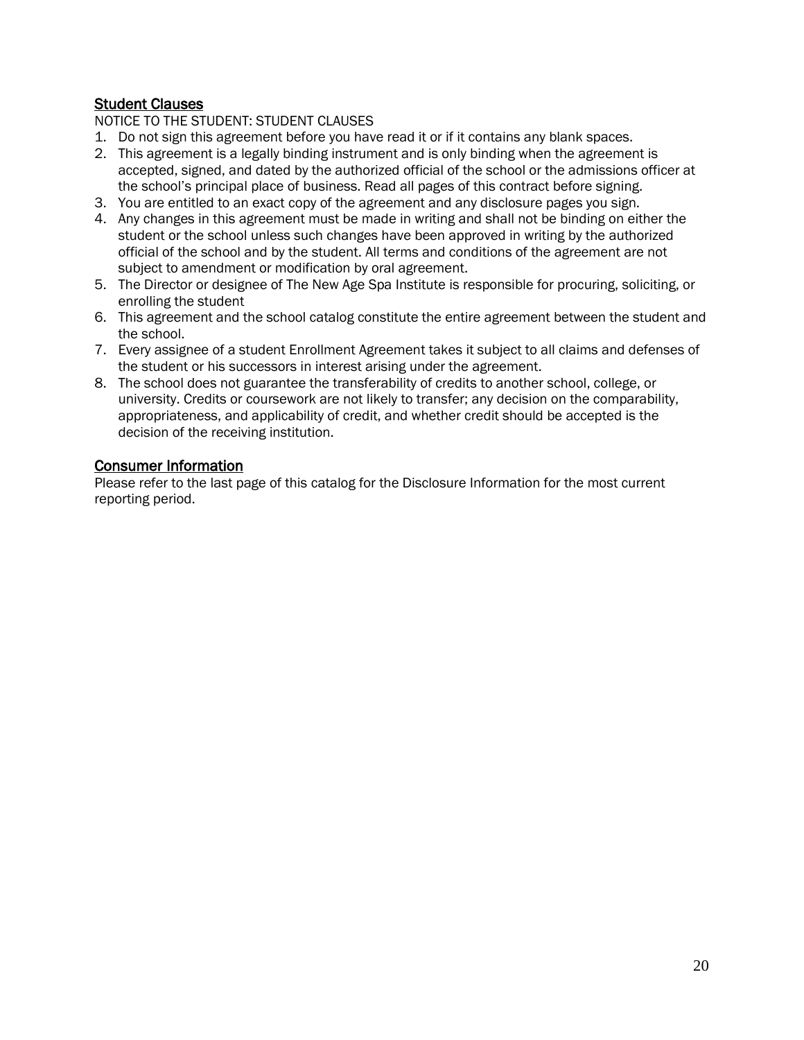## Student Clauses

NOTICE TO THE STUDENT: STUDENT CLAUSES

1. Do not sign this agreement before you have read it or if it contains any blank spaces.
2. This agreement is a legally binding instrument and is only binding when the agreement is accepted, signed, and dated by the authorized official of the school or the admissions officer at the school's principal place of business. Read all pages of this contract before signing.
3. You are entitled to an exact copy of the agreement and any disclosure pages you sign.
4. Any changes in this agreement must be made in writing and shall not be binding on either the student or the school unless such changes have been approved in writing by the authorized official of the school and by the student. All terms and conditions of the agreement are not subject to amendment or modification by oral agreement.
5. The Director or designee of The New Age Spa Institute is responsible for procuring, soliciting, or enrolling the student
6. This agreement and the school catalog constitute the entire agreement between the student and the school.
7. Every assignee of a student Enrollment Agreement takes it subject to all claims and defenses of the student or his successors in interest arising under the agreement.
8. The school does not guarantee the transferability of credits to another school, college, or university. Credits or coursework are not likely to transfer; any decision on the comparability, appropriateness, and applicability of credit, and whether credit should be accepted is the decision of the receiving institution.

## Consumer Information

Please refer to the last page of this catalog for the Disclosure Information for the most current reporting period.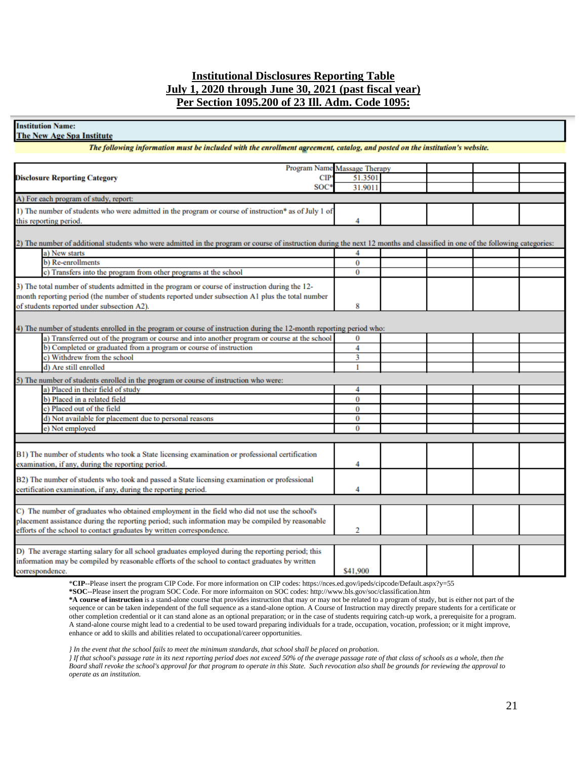# Institutional Disclosures Reporting Table
## July 1, 2020 through June 30, 2021 (past fiscal year)
## Per Section 1095.200 of 23 Ill. Adm. Code 1095:

**Institution Name:**
**The New Age Spa Institute**

***The following information must be included with the enrollment agreement, catalog, and posted on the institution's website.***

| **Disclosure Reporting Category** | | | | | |
|---|---|---|---|---|---|
| Program Name | Massage Therapy | | | | |
| CIP* | 51.3501 | | | | |
| SOC* | 31.9011 | | | | |
| A) For each program of study, report: | | | | | |
| 1) The number of students who were admitted in the program or course of instruction* as of July 1 of this reporting period. | 4 | | | | |
| 2) The number of additional students who were admitted in the program or course of instruction during the next 12 months and classified in one of the following categories: | | | | | |
| a) New starts | 4 | | | | |
| b) Re-enrollments | 0 | | | | |
| c) Transfers into the program from other programs at the school | 0 | | | | |
| 3) The total number of students admitted in the program or course of instruction during the 12-month reporting period (the number of students reported under subsection A1 plus the total number of students reported under subsection A2). | 8 | | | | |
| 4) The number of students enrolled in the program or course of instruction during the 12-month reporting period who: | | | | | |
| a) Transferred out of the program or course and into another program or course at the school | 0 | | | | |
| b) Completed or graduated from a program or course of instruction | 4 | | | | |
| c) Withdrew from the school | 3 | | | | |
| d) Are still enrolled | 1 | | | | |
| 5) The number of students enrolled in the program or course of instruction who were: | | | | | |
| a) Placed in their field of study | 4 | | | | |
| b) Placed in a related field | 0 | | | | |
| c) Placed out of the field | 0 | | | | |
| d) Not available for placement due to personal reasons | 0 | | | | |
| e) Not employed | 0 | | | | |
| B1) The number of students who took a State licensing examination or professional certification examination, if any, during the reporting period. | 4 | | | | |
| B2) The number of students who took and passed a State licensing examination or professional certification examination, if any, during the reporting period. | 4 | | | | |
| C) The number of graduates who obtained employment in the field who did not use the school's placement assistance during the reporting period; such information may be compiled by reasonable efforts of the school to contact graduates by written correspondence. | 2 | | | | |
| D) The average starting salary for all school graduates employed during the reporting period; this information may be compiled by reasonable efforts of the school to contact graduates by written correspondence. | $41,900 | | | | |

***CIP**--Please insert the program CIP Code. For more information on CIP codes: https://nces.ed.gov/ipeds/cipcode/Default.aspx?y=55

***SOC**--Please insert the program SOC Code. For more informaiton on SOC codes: http://www.bls.gov/soc/classification.htm

***A course of instruction** is a stand-alone course that provides instruction that may or may not be related to a program of study, but is either not part of the sequence or can be taken independent of the full sequence as a stand-alone option. A Course of Instruction may directly prepare students for a certificate or other completion credential or it can stand alone as an optional preparation; or in the case of students requiring catch-up work, a prerequisite for a program. A stand-alone course might lead to a credential to be used toward preparing individuals for a trade, occupation, vocation, profession; or it might improve, enhance or add to skills and abilities related to occupational/career opportunities.

*} In the event that the school fails to meet the minimum standards, that school shall be placed on probation.*

*} If that school's passage rate in its next reporting period does not exceed 50% of the average passage rate of that class of schools as a whole, then the Board shall revoke the school's approval for that program to operate in this State. Such revocation also shall be grounds for reviewing the approval to operate as an institution.*